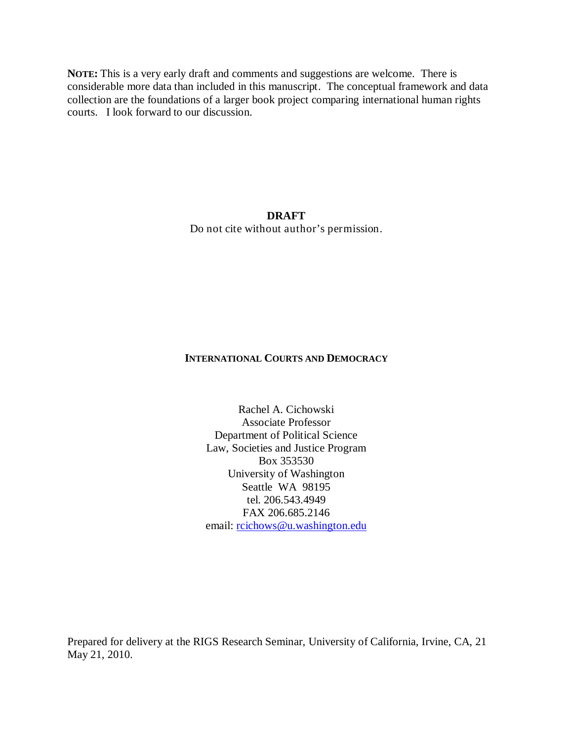**NOTE:** This is a very early draft and comments and suggestions are welcome. There is considerable more data than included in this manuscript. The conceptual framework and data collection are the foundations of a larger book project comparing international human rights courts. I look forward to our discussion.

**DRAFT**

Do not cite without author's permission.

# INTERNATIONAL COURTS AND DEMOCRACY

Rachel A. Cichowski
Associate Professor
Department of Political Science
Law, Societies and Justice Program
Box 353530
University of Washington
Seattle WA 98195
tel. 206.543.4949
FAX 206.685.2146
email: rcichows@u.washington.edu

Prepared for delivery at the RIGS Research Seminar, University of California, Irvine, CA, 21 May 21, 2010.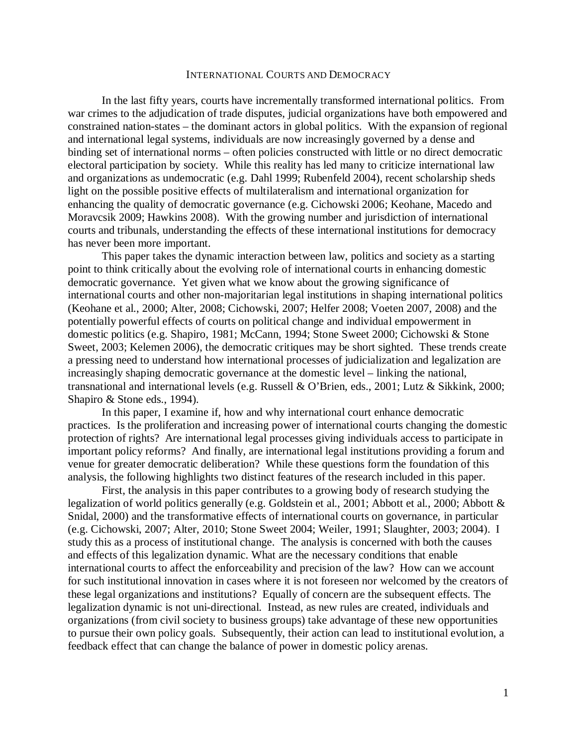# INTERNATIONAL COURTS AND DEMOCRACY

In the last fifty years, courts have incrementally transformed international politics. From war crimes to the adjudication of trade disputes, judicial organizations have both empowered and constrained nation-states – the dominant actors in global politics. With the expansion of regional and international legal systems, individuals are now increasingly governed by a dense and binding set of international norms – often policies constructed with little or no direct democratic electoral participation by society. While this reality has led many to criticize international law and organizations as undemocratic (e.g. Dahl 1999; Rubenfeld 2004), recent scholarship sheds light on the possible positive effects of multilateralism and international organization for enhancing the quality of democratic governance (e.g. Cichowski 2006; Keohane, Macedo and Moravcsik 2009; Hawkins 2008). With the growing number and jurisdiction of international courts and tribunals, understanding the effects of these international institutions for democracy has never been more important.

This paper takes the dynamic interaction between law, politics and society as a starting point to think critically about the evolving role of international courts in enhancing domestic democratic governance. Yet given what we know about the growing significance of international courts and other non-majoritarian legal institutions in shaping international politics (Keohane et al., 2000; Alter, 2008; Cichowski, 2007; Helfer 2008; Voeten 2007, 2008) and the potentially powerful effects of courts on political change and individual empowerment in domestic politics (e.g. Shapiro, 1981; McCann, 1994; Stone Sweet 2000; Cichowski & Stone Sweet, 2003; Kelemen 2006), the democratic critiques may be short sighted. These trends create a pressing need to understand how international processes of judicialization and legalization are increasingly shaping democratic governance at the domestic level – linking the national, transnational and international levels (e.g. Russell & O'Brien, eds., 2001; Lutz & Sikkink, 2000; Shapiro & Stone eds., 1994).

In this paper, I examine if, how and why international court enhance democratic practices. Is the proliferation and increasing power of international courts changing the domestic protection of rights? Are international legal processes giving individuals access to participate in important policy reforms? And finally, are international legal institutions providing a forum and venue for greater democratic deliberation? While these questions form the foundation of this analysis, the following highlights two distinct features of the research included in this paper.

First, the analysis in this paper contributes to a growing body of research studying the legalization of world politics generally (e.g. Goldstein et al., 2001; Abbott et al., 2000; Abbott & Snidal, 2000) and the transformative effects of international courts on governance, in particular (e.g. Cichowski, 2007; Alter, 2010; Stone Sweet 2004; Weiler, 1991; Slaughter, 2003; 2004). I study this as a process of institutional change. The analysis is concerned with both the causes and effects of this legalization dynamic. What are the necessary conditions that enable international courts to affect the enforceability and precision of the law? How can we account for such institutional innovation in cases where it is not foreseen nor welcomed by the creators of these legal organizations and institutions? Equally of concern are the subsequent effects. The legalization dynamic is not uni-directional. Instead, as new rules are created, individuals and organizations (from civil society to business groups) take advantage of these new opportunities to pursue their own policy goals. Subsequently, their action can lead to institutional evolution, a feedback effect that can change the balance of power in domestic policy arenas.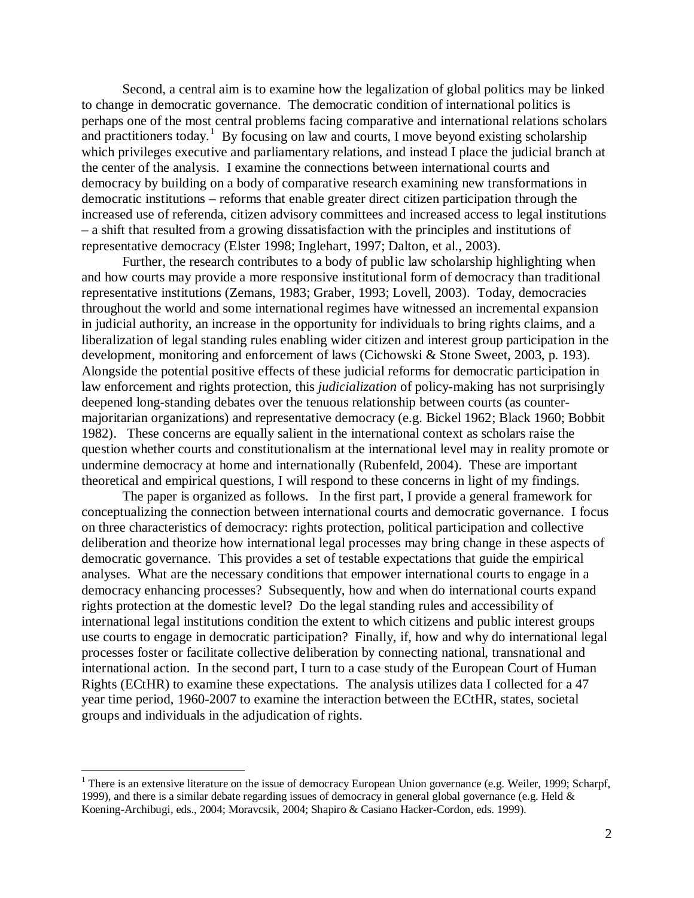Second, a central aim is to examine how the legalization of global politics may be linked to change in democratic governance. The democratic condition of international politics is perhaps one of the most central problems facing comparative and international relations scholars and practitioners today.[1] By focusing on law and courts, I move beyond existing scholarship which privileges executive and parliamentary relations, and instead I place the judicial branch at the center of the analysis. I examine the connections between international courts and democracy by building on a body of comparative research examining new transformations in democratic institutions – reforms that enable greater direct citizen participation through the increased use of referenda, citizen advisory committees and increased access to legal institutions – a shift that resulted from a growing dissatisfaction with the principles and institutions of representative democracy (Elster 1998; Inglehart, 1997; Dalton, et al., 2003).

Further, the research contributes to a body of public law scholarship highlighting when and how courts may provide a more responsive institutional form of democracy than traditional representative institutions (Zemans, 1983; Graber, 1993; Lovell, 2003). Today, democracies throughout the world and some international regimes have witnessed an incremental expansion in judicial authority, an increase in the opportunity for individuals to bring rights claims, and a liberalization of legal standing rules enabling wider citizen and interest group participation in the development, monitoring and enforcement of laws (Cichowski & Stone Sweet, 2003, p. 193). Alongside the potential positive effects of these judicial reforms for democratic participation in law enforcement and rights protection, this *judicialization* of policy-making has not surprisingly deepened long-standing debates over the tenuous relationship between courts (as counter-majoritarian organizations) and representative democracy (e.g. Bickel 1962; Black 1960; Bobbit 1982). These concerns are equally salient in the international context as scholars raise the question whether courts and constitutionalism at the international level may in reality promote or undermine democracy at home and internationally (Rubenfeld, 2004). These are important theoretical and empirical questions, I will respond to these concerns in light of my findings.

The paper is organized as follows. In the first part, I provide a general framework for conceptualizing the connection between international courts and democratic governance. I focus on three characteristics of democracy: rights protection, political participation and collective deliberation and theorize how international legal processes may bring change in these aspects of democratic governance. This provides a set of testable expectations that guide the empirical analyses. What are the necessary conditions that empower international courts to engage in a democracy enhancing processes? Subsequently, how and when do international courts expand rights protection at the domestic level? Do the legal standing rules and accessibility of international legal institutions condition the extent to which citizens and public interest groups use courts to engage in democratic participation? Finally, if, how and why do international legal processes foster or facilitate collective deliberation by connecting national, transnational and international action. In the second part, I turn to a case study of the European Court of Human Rights (ECtHR) to examine these expectations. The analysis utilizes data I collected for a 47 year time period, 1960-2007 to examine the interaction between the ECtHR, states, societal groups and individuals in the adjudication of rights.

[1] There is an extensive literature on the issue of democracy European Union governance (e.g. Weiler, 1999; Scharpf, 1999), and there is a similar debate regarding issues of democracy in general global governance (e.g. Held & Koening-Archibugi, eds., 2004; Moravcsik, 2004; Shapiro & Casiano Hacker-Cordon, eds. 1999).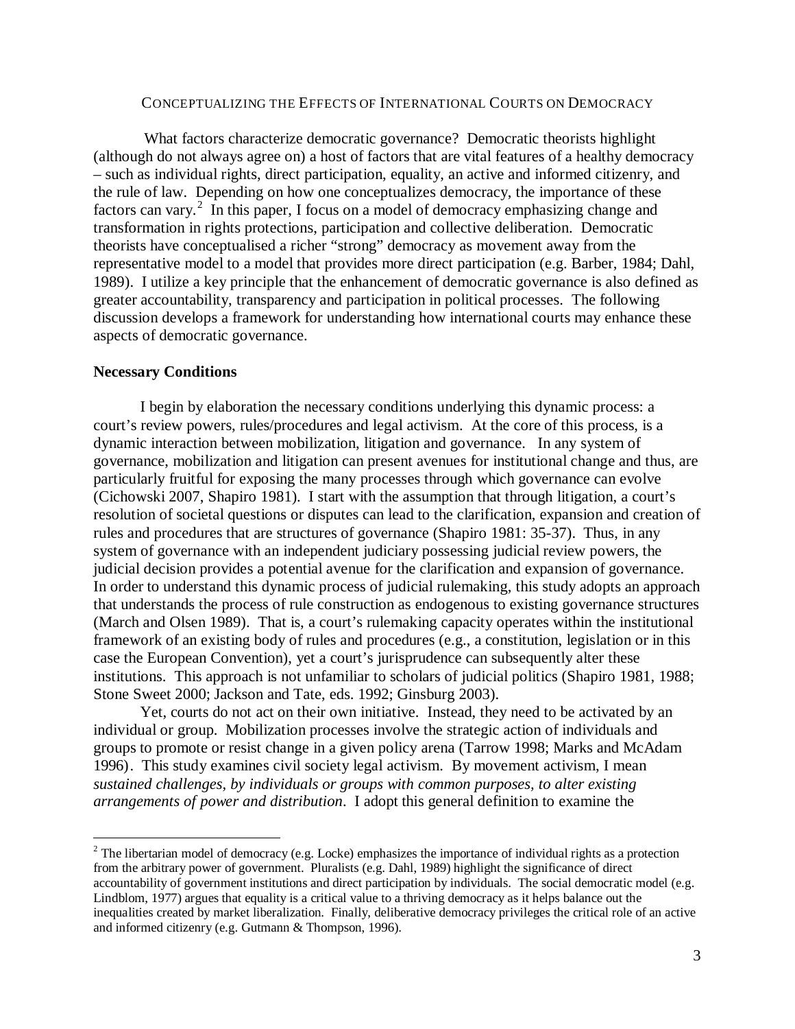CONCEPTUALIZING THE EFFECTS OF INTERNATIONAL COURTS ON DEMOCRACY

What factors characterize democratic governance? Democratic theorists highlight (although do not always agree on) a host of factors that are vital features of a healthy democracy – such as individual rights, direct participation, equality, an active and informed citizenry, and the rule of law. Depending on how one conceptualizes democracy, the importance of these factors can vary.[2] In this paper, I focus on a model of democracy emphasizing change and transformation in rights protections, participation and collective deliberation. Democratic theorists have conceptualised a richer "strong" democracy as movement away from the representative model to a model that provides more direct participation (e.g. Barber, 1984; Dahl, 1989). I utilize a key principle that the enhancement of democratic governance is also defined as greater accountability, transparency and participation in political processes. The following discussion develops a framework for understanding how international courts may enhance these aspects of democratic governance.

**Necessary Conditions**

I begin by elaboration the necessary conditions underlying this dynamic process: a court's review powers, rules/procedures and legal activism. At the core of this process, is a dynamic interaction between mobilization, litigation and governance. In any system of governance, mobilization and litigation can present avenues for institutional change and thus, are particularly fruitful for exposing the many processes through which governance can evolve (Cichowski 2007, Shapiro 1981). I start with the assumption that through litigation, a court's resolution of societal questions or disputes can lead to the clarification, expansion and creation of rules and procedures that are structures of governance (Shapiro 1981: 35-37). Thus, in any system of governance with an independent judiciary possessing judicial review powers, the judicial decision provides a potential avenue for the clarification and expansion of governance. In order to understand this dynamic process of judicial rulemaking, this study adopts an approach that understands the process of rule construction as endogenous to existing governance structures (March and Olsen 1989). That is, a court's rulemaking capacity operates within the institutional framework of an existing body of rules and procedures (e.g., a constitution, legislation or in this case the European Convention), yet a court's jurisprudence can subsequently alter these institutions. This approach is not unfamiliar to scholars of judicial politics (Shapiro 1981, 1988; Stone Sweet 2000; Jackson and Tate, eds. 1992; Ginsburg 2003).

Yet, courts do not act on their own initiative. Instead, they need to be activated by an individual or group. Mobilization processes involve the strategic action of individuals and groups to promote or resist change in a given policy arena (Tarrow 1998; Marks and McAdam 1996). This study examines civil society legal activism. By movement activism, I mean *sustained challenges, by individuals or groups with common purposes, to alter existing arrangements of power and distribution*. I adopt this general definition to examine the

[2] The libertarian model of democracy (e.g. Locke) emphasizes the importance of individual rights as a protection from the arbitrary power of government. Pluralists (e.g. Dahl, 1989) highlight the significance of direct accountability of government institutions and direct participation by individuals. The social democratic model (e.g. Lindblom, 1977) argues that equality is a critical value to a thriving democracy as it helps balance out the inequalities created by market liberalization. Finally, deliberative democracy privileges the critical role of an active and informed citizenry (e.g. Gutmann & Thompson, 1996).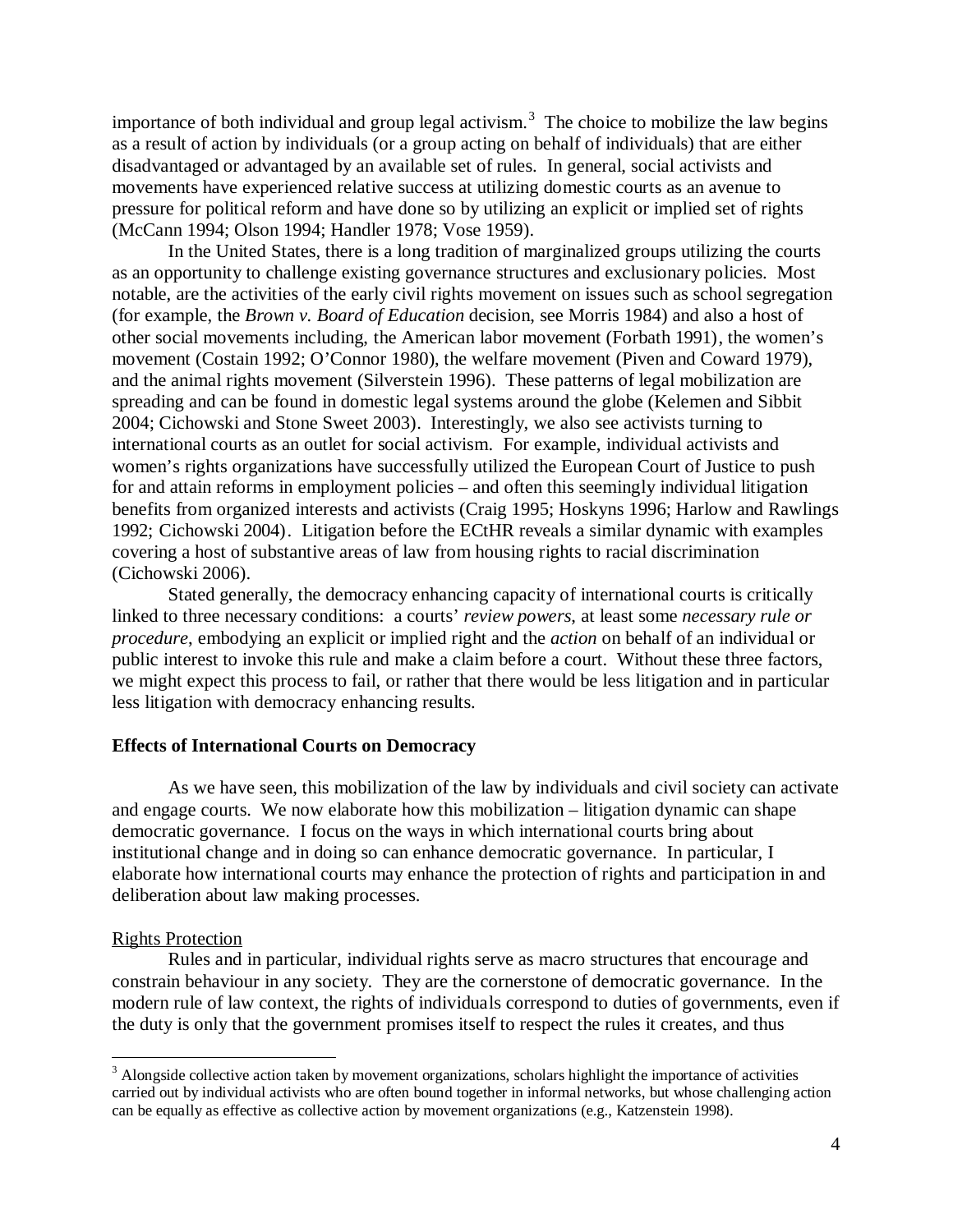importance of both individual and group legal activism.[3] The choice to mobilize the law begins as a result of action by individuals (or a group acting on behalf of individuals) that are either disadvantaged or advantaged by an available set of rules. In general, social activists and movements have experienced relative success at utilizing domestic courts as an avenue to pressure for political reform and have done so by utilizing an explicit or implied set of rights (McCann 1994; Olson 1994; Handler 1978; Vose 1959).

In the United States, there is a long tradition of marginalized groups utilizing the courts as an opportunity to challenge existing governance structures and exclusionary policies. Most notable, are the activities of the early civil rights movement on issues such as school segregation (for example, the *Brown v. Board of Education* decision, see Morris 1984) and also a host of other social movements including, the American labor movement (Forbath 1991), the women's movement (Costain 1992; O'Connor 1980), the welfare movement (Piven and Coward 1979), and the animal rights movement (Silverstein 1996). These patterns of legal mobilization are spreading and can be found in domestic legal systems around the globe (Kelemen and Sibbit 2004; Cichowski and Stone Sweet 2003). Interestingly, we also see activists turning to international courts as an outlet for social activism. For example, individual activists and women's rights organizations have successfully utilized the European Court of Justice to push for and attain reforms in employment policies – and often this seemingly individual litigation benefits from organized interests and activists (Craig 1995; Hoskyns 1996; Harlow and Rawlings 1992; Cichowski 2004). Litigation before the ECtHR reveals a similar dynamic with examples covering a host of substantive areas of law from housing rights to racial discrimination (Cichowski 2006).

Stated generally, the democracy enhancing capacity of international courts is critically linked to three necessary conditions: a courts' *review powers*, at least some *necessary rule or procedure*, embodying an explicit or implied right and the *action* on behalf of an individual or public interest to invoke this rule and make a claim before a court. Without these three factors, we might expect this process to fail, or rather that there would be less litigation and in particular less litigation with democracy enhancing results.

## Effects of International Courts on Democracy

As we have seen, this mobilization of the law by individuals and civil society can activate and engage courts. We now elaborate how this mobilization – litigation dynamic can shape democratic governance. I focus on the ways in which international courts bring about institutional change and in doing so can enhance democratic governance. In particular, I elaborate how international courts may enhance the protection of rights and participation in and deliberation about law making processes.

### Rights Protection

Rules and in particular, individual rights serve as macro structures that encourage and constrain behaviour in any society. They are the cornerstone of democratic governance. In the modern rule of law context, the rights of individuals correspond to duties of governments, even if the duty is only that the government promises itself to respect the rules it creates, and thus

[3] Alongside collective action taken by movement organizations, scholars highlight the importance of activities carried out by individual activists who are often bound together in informal networks, but whose challenging action can be equally as effective as collective action by movement organizations (e.g., Katzenstein 1998).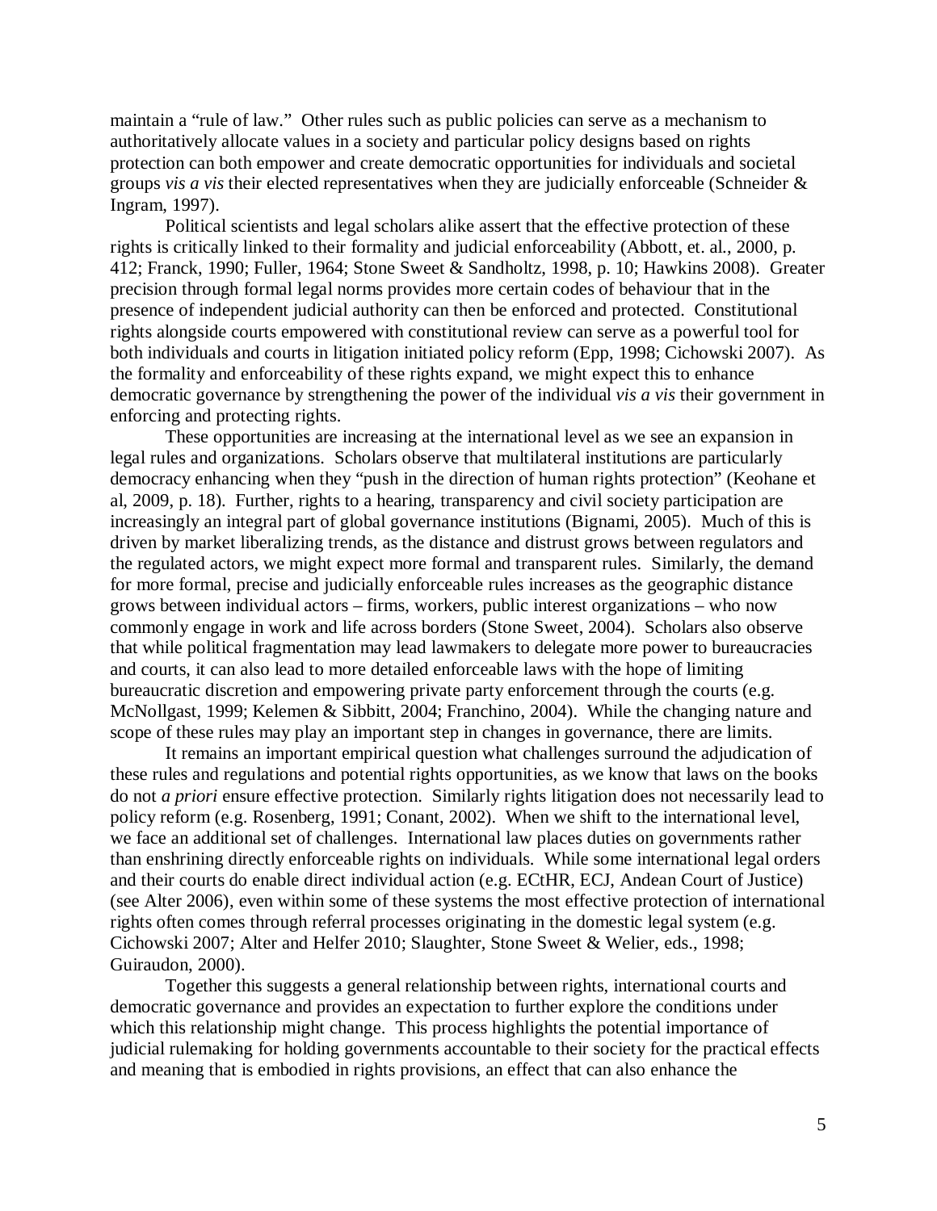maintain a "rule of law." Other rules such as public policies can serve as a mechanism to authoritatively allocate values in a society and particular policy designs based on rights protection can both empower and create democratic opportunities for individuals and societal groups *vis a vis* their elected representatives when they are judicially enforceable (Schneider & Ingram, 1997).

Political scientists and legal scholars alike assert that the effective protection of these rights is critically linked to their formality and judicial enforceability (Abbott, et. al., 2000, p. 412; Franck, 1990; Fuller, 1964; Stone Sweet & Sandholtz, 1998, p. 10; Hawkins 2008). Greater precision through formal legal norms provides more certain codes of behaviour that in the presence of independent judicial authority can then be enforced and protected. Constitutional rights alongside courts empowered with constitutional review can serve as a powerful tool for both individuals and courts in litigation initiated policy reform (Epp, 1998; Cichowski 2007). As the formality and enforceability of these rights expand, we might expect this to enhance democratic governance by strengthening the power of the individual *vis a vis* their government in enforcing and protecting rights.

These opportunities are increasing at the international level as we see an expansion in legal rules and organizations. Scholars observe that multilateral institutions are particularly democracy enhancing when they "push in the direction of human rights protection" (Keohane et al, 2009, p. 18). Further, rights to a hearing, transparency and civil society participation are increasingly an integral part of global governance institutions (Bignami, 2005). Much of this is driven by market liberalizing trends, as the distance and distrust grows between regulators and the regulated actors, we might expect more formal and transparent rules. Similarly, the demand for more formal, precise and judicially enforceable rules increases as the geographic distance grows between individual actors – firms, workers, public interest organizations – who now commonly engage in work and life across borders (Stone Sweet, 2004). Scholars also observe that while political fragmentation may lead lawmakers to delegate more power to bureaucracies and courts, it can also lead to more detailed enforceable laws with the hope of limiting bureaucratic discretion and empowering private party enforcement through the courts (e.g. McNollgast, 1999; Kelemen & Sibbitt, 2004; Franchino, 2004). While the changing nature and scope of these rules may play an important step in changes in governance, there are limits.

It remains an important empirical question what challenges surround the adjudication of these rules and regulations and potential rights opportunities, as we know that laws on the books do not *a priori* ensure effective protection. Similarly rights litigation does not necessarily lead to policy reform (e.g. Rosenberg, 1991; Conant, 2002). When we shift to the international level, we face an additional set of challenges. International law places duties on governments rather than enshrining directly enforceable rights on individuals. While some international legal orders and their courts do enable direct individual action (e.g. ECtHR, ECJ, Andean Court of Justice) (see Alter 2006), even within some of these systems the most effective protection of international rights often comes through referral processes originating in the domestic legal system (e.g. Cichowski 2007; Alter and Helfer 2010; Slaughter, Stone Sweet & Welier, eds., 1998; Guiraudon, 2000).

Together this suggests a general relationship between rights, international courts and democratic governance and provides an expectation to further explore the conditions under which this relationship might change. This process highlights the potential importance of judicial rulemaking for holding governments accountable to their society for the practical effects and meaning that is embodied in rights provisions, an effect that can also enhance the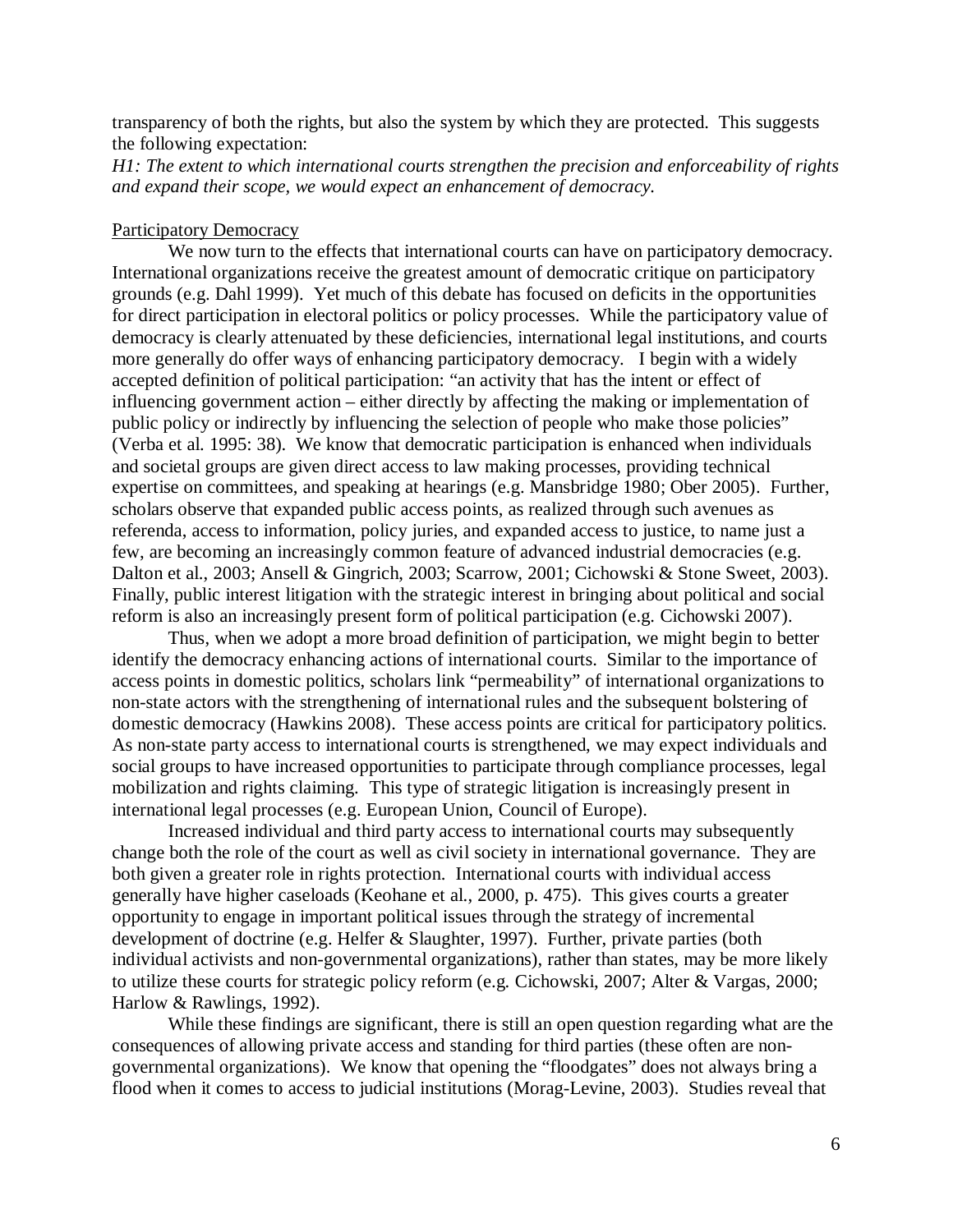transparency of both the rights, but also the system by which they are protected. This suggests the following expectation:

*H1: The extent to which international courts strengthen the precision and enforceability of rights and expand their scope, we would expect an enhancement of democracy.*

<u>Participatory Democracy</u>

We now turn to the effects that international courts can have on participatory democracy. International organizations receive the greatest amount of democratic critique on participatory grounds (e.g. Dahl 1999). Yet much of this debate has focused on deficits in the opportunities for direct participation in electoral politics or policy processes. While the participatory value of democracy is clearly attenuated by these deficiencies, international legal institutions, and courts more generally do offer ways of enhancing participatory democracy. I begin with a widely accepted definition of political participation: "an activity that has the intent or effect of influencing government action – either directly by affecting the making or implementation of public policy or indirectly by influencing the selection of people who make those policies" (Verba et al. 1995: 38). We know that democratic participation is enhanced when individuals and societal groups are given direct access to law making processes, providing technical expertise on committees, and speaking at hearings (e.g. Mansbridge 1980; Ober 2005). Further, scholars observe that expanded public access points, as realized through such avenues as referenda, access to information, policy juries, and expanded access to justice, to name just a few, are becoming an increasingly common feature of advanced industrial democracies (e.g. Dalton et al., 2003; Ansell & Gingrich, 2003; Scarrow, 2001; Cichowski & Stone Sweet, 2003). Finally, public interest litigation with the strategic interest in bringing about political and social reform is also an increasingly present form of political participation (e.g. Cichowski 2007).

Thus, when we adopt a more broad definition of participation, we might begin to better identify the democracy enhancing actions of international courts. Similar to the importance of access points in domestic politics, scholars link "permeability" of international organizations to non-state actors with the strengthening of international rules and the subsequent bolstering of domestic democracy (Hawkins 2008). These access points are critical for participatory politics. As non-state party access to international courts is strengthened, we may expect individuals and social groups to have increased opportunities to participate through compliance processes, legal mobilization and rights claiming. This type of strategic litigation is increasingly present in international legal processes (e.g. European Union, Council of Europe).

Increased individual and third party access to international courts may subsequently change both the role of the court as well as civil society in international governance. They are both given a greater role in rights protection. International courts with individual access generally have higher caseloads (Keohane et al., 2000, p. 475). This gives courts a greater opportunity to engage in important political issues through the strategy of incremental development of doctrine (e.g. Helfer & Slaughter, 1997). Further, private parties (both individual activists and non-governmental organizations), rather than states, may be more likely to utilize these courts for strategic policy reform (e.g. Cichowski, 2007; Alter & Vargas, 2000; Harlow & Rawlings, 1992).

While these findings are significant, there is still an open question regarding what are the consequences of allowing private access and standing for third parties (these often are non-governmental organizations). We know that opening the "floodgates" does not always bring a flood when it comes to access to judicial institutions (Morag-Levine, 2003). Studies reveal that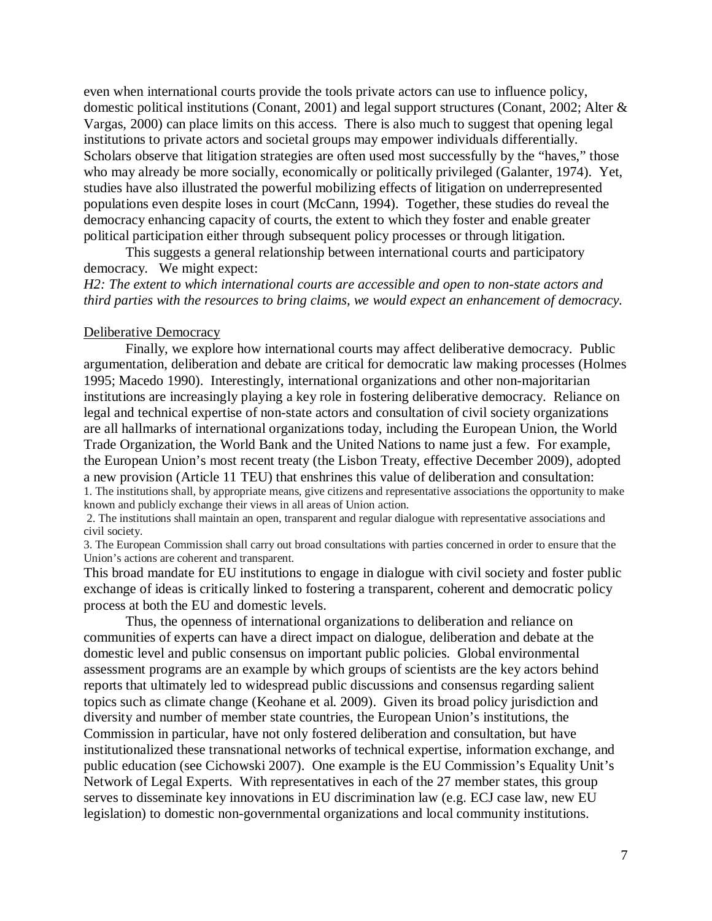even when international courts provide the tools private actors can use to influence policy, domestic political institutions (Conant, 2001) and legal support structures (Conant, 2002; Alter & Vargas, 2000) can place limits on this access. There is also much to suggest that opening legal institutions to private actors and societal groups may empower individuals differentially. Scholars observe that litigation strategies are often used most successfully by the "haves," those who may already be more socially, economically or politically privileged (Galanter, 1974). Yet, studies have also illustrated the powerful mobilizing effects of litigation on underrepresented populations even despite loses in court (McCann, 1994). Together, these studies do reveal the democracy enhancing capacity of courts, the extent to which they foster and enable greater political participation either through subsequent policy processes or through litigation.

This suggests a general relationship between international courts and participatory democracy. We might expect:

*H2: The extent to which international courts are accessible and open to non-state actors and third parties with the resources to bring claims, we would expect an enhancement of democracy.*

## Deliberative Democracy

Finally, we explore how international courts may affect deliberative democracy. Public argumentation, deliberation and debate are critical for democratic law making processes (Holmes 1995; Macedo 1990). Interestingly, international organizations and other non-majoritarian institutions are increasingly playing a key role in fostering deliberative democracy. Reliance on legal and technical expertise of non-state actors and consultation of civil society organizations are all hallmarks of international organizations today, including the European Union, the World Trade Organization, the World Bank and the United Nations to name just a few. For example, the European Union's most recent treaty (the Lisbon Treaty, effective December 2009), adopted a new provision (Article 11 TEU) that enshrines this value of deliberation and consultation:

1. The institutions shall, by appropriate means, give citizens and representative associations the opportunity to make known and publicly exchange their views in all areas of Union action.
2. The institutions shall maintain an open, transparent and regular dialogue with representative associations and civil society.
3. The European Commission shall carry out broad consultations with parties concerned in order to ensure that the Union's actions are coherent and transparent.

This broad mandate for EU institutions to engage in dialogue with civil society and foster public exchange of ideas is critically linked to fostering a transparent, coherent and democratic policy process at both the EU and domestic levels.

Thus, the openness of international organizations to deliberation and reliance on communities of experts can have a direct impact on dialogue, deliberation and debate at the domestic level and public consensus on important public policies. Global environmental assessment programs are an example by which groups of scientists are the key actors behind reports that ultimately led to widespread public discussions and consensus regarding salient topics such as climate change (Keohane et al. 2009). Given its broad policy jurisdiction and diversity and number of member state countries, the European Union's institutions, the Commission in particular, have not only fostered deliberation and consultation, but have institutionalized these transnational networks of technical expertise, information exchange, and public education (see Cichowski 2007). One example is the EU Commission's Equality Unit's Network of Legal Experts. With representatives in each of the 27 member states, this group serves to disseminate key innovations in EU discrimination law (e.g. ECJ case law, new EU legislation) to domestic non-governmental organizations and local community institutions.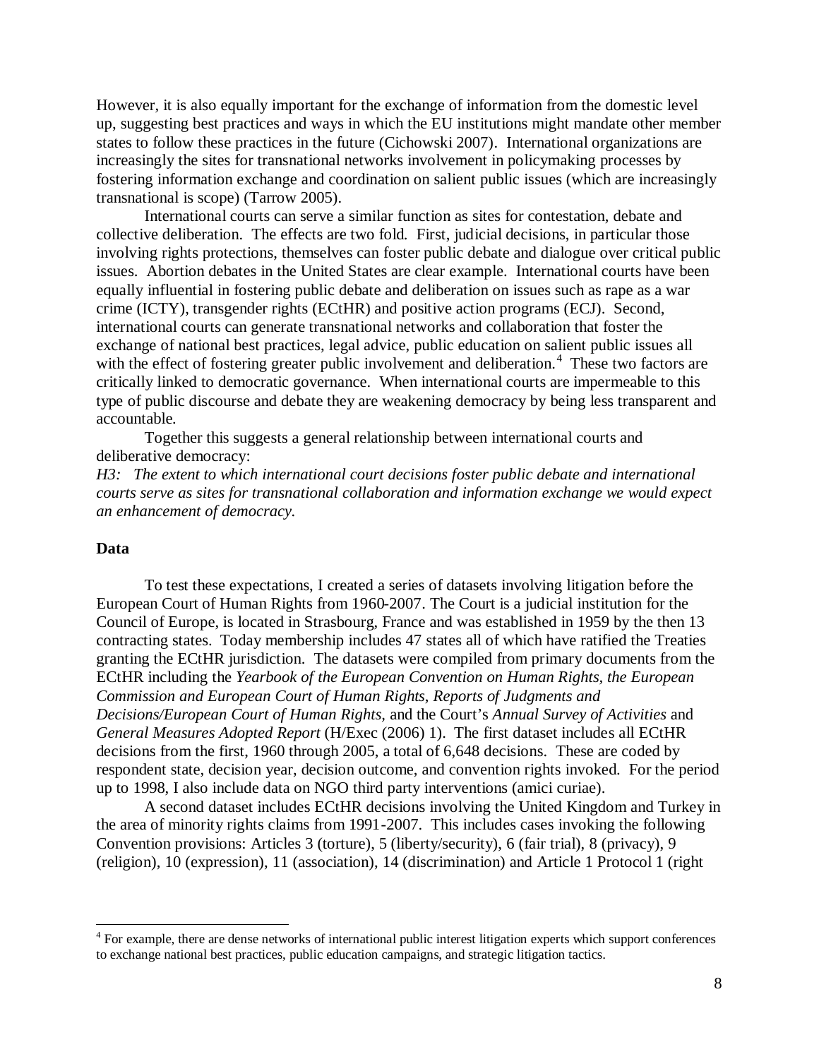However, it is also equally important for the exchange of information from the domestic level up, suggesting best practices and ways in which the EU institutions might mandate other member states to follow these practices in the future (Cichowski 2007). International organizations are increasingly the sites for transnational networks involvement in policymaking processes by fostering information exchange and coordination on salient public issues (which are increasingly transnational is scope) (Tarrow 2005).

International courts can serve a similar function as sites for contestation, debate and collective deliberation. The effects are two fold. First, judicial decisions, in particular those involving rights protections, themselves can foster public debate and dialogue over critical public issues. Abortion debates in the United States are clear example. International courts have been equally influential in fostering public debate and deliberation on issues such as rape as a war crime (ICTY), transgender rights (ECtHR) and positive action programs (ECJ). Second, international courts can generate transnational networks and collaboration that foster the exchange of national best practices, legal advice, public education on salient public issues all with the effect of fostering greater public involvement and deliberation.[4] These two factors are critically linked to democratic governance. When international courts are impermeable to this type of public discourse and debate they are weakening democracy by being less transparent and accountable.

Together this suggests a general relationship between international courts and deliberative democracy:

*H3: The extent to which international court decisions foster public debate and international courts serve as sites for transnational collaboration and information exchange we would expect an enhancement of democracy.*

**Data**

To test these expectations, I created a series of datasets involving litigation before the European Court of Human Rights from 1960-2007. The Court is a judicial institution for the Council of Europe, is located in Strasbourg, France and was established in 1959 by the then 13 contracting states. Today membership includes 47 states all of which have ratified the Treaties granting the ECtHR jurisdiction. The datasets were compiled from primary documents from the ECtHR including the *Yearbook of the European Convention on Human Rights, the European Commission and European Court of Human Rights*, *Reports of Judgments and Decisions/European Court of Human Rights,* and the Court's *Annual Survey of Activities* and *General Measures Adopted Report* (H/Exec (2006) 1). The first dataset includes all ECtHR decisions from the first, 1960 through 2005, a total of 6,648 decisions. These are coded by respondent state, decision year, decision outcome, and convention rights invoked. For the period up to 1998, I also include data on NGO third party interventions (amici curiae).

A second dataset includes ECtHR decisions involving the United Kingdom and Turkey in the area of minority rights claims from 1991-2007. This includes cases invoking the following Convention provisions: Articles 3 (torture), 5 (liberty/security), 6 (fair trial), 8 (privacy), 9 (religion), 10 (expression), 11 (association), 14 (discrimination) and Article 1 Protocol 1 (right

[4] For example, there are dense networks of international public interest litigation experts which support conferences to exchange national best practices, public education campaigns, and strategic litigation tactics.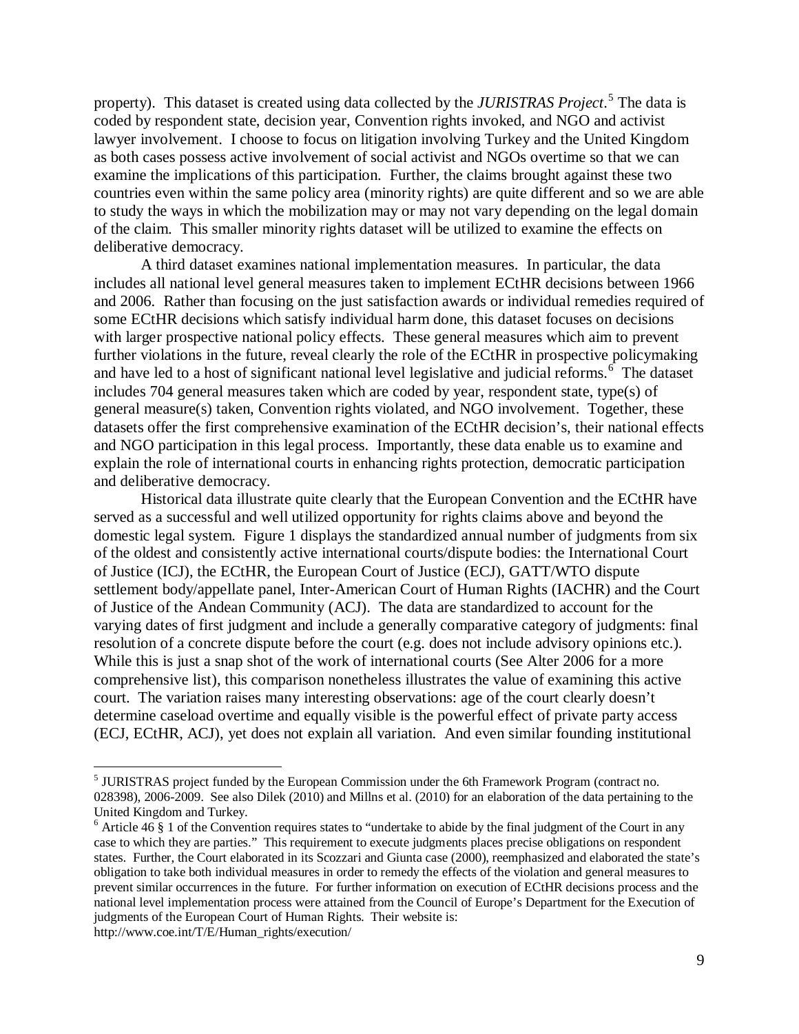property). This dataset is created using data collected by the *JURISTRAS Project*.[5] The data is coded by respondent state, decision year, Convention rights invoked, and NGO and activist lawyer involvement. I choose to focus on litigation involving Turkey and the United Kingdom as both cases possess active involvement of social activist and NGOs overtime so that we can examine the implications of this participation. Further, the claims brought against these two countries even within the same policy area (minority rights) are quite different and so we are able to study the ways in which the mobilization may or may not vary depending on the legal domain of the claim. This smaller minority rights dataset will be utilized to examine the effects on deliberative democracy.

A third dataset examines national implementation measures. In particular, the data includes all national level general measures taken to implement ECtHR decisions between 1966 and 2006. Rather than focusing on the just satisfaction awards or individual remedies required of some ECtHR decisions which satisfy individual harm done, this dataset focuses on decisions with larger prospective national policy effects. These general measures which aim to prevent further violations in the future, reveal clearly the role of the ECtHR in prospective policymaking and have led to a host of significant national level legislative and judicial reforms.[6] The dataset includes 704 general measures taken which are coded by year, respondent state, type(s) of general measure(s) taken, Convention rights violated, and NGO involvement. Together, these datasets offer the first comprehensive examination of the ECtHR decision's, their national effects and NGO participation in this legal process. Importantly, these data enable us to examine and explain the role of international courts in enhancing rights protection, democratic participation and deliberative democracy.

Historical data illustrate quite clearly that the European Convention and the ECtHR have served as a successful and well utilized opportunity for rights claims above and beyond the domestic legal system. Figure 1 displays the standardized annual number of judgments from six of the oldest and consistently active international courts/dispute bodies: the International Court of Justice (ICJ), the ECtHR, the European Court of Justice (ECJ), GATT/WTO dispute settlement body/appellate panel, Inter-American Court of Human Rights (IACHR) and the Court of Justice of the Andean Community (ACJ). The data are standardized to account for the varying dates of first judgment and include a generally comparative category of judgments: final resolution of a concrete dispute before the court (e.g. does not include advisory opinions etc.). While this is just a snap shot of the work of international courts (See Alter 2006 for a more comprehensive list), this comparison nonetheless illustrates the value of examining this active court. The variation raises many interesting observations: age of the court clearly doesn't determine caseload overtime and equally visible is the powerful effect of private party access (ECJ, ECtHR, ACJ), yet does not explain all variation. And even similar founding institutional

---

[5] JURISTRAS project funded by the European Commission under the 6th Framework Program (contract no. 028398), 2006-2009. See also Dilek (2010) and Millns et al. (2010) for an elaboration of the data pertaining to the United Kingdom and Turkey.

[6] Article 46 § 1 of the Convention requires states to "undertake to abide by the final judgment of the Court in any case to which they are parties." This requirement to execute judgments places precise obligations on respondent states. Further, the Court elaborated in its Scozzari and Giunta case (2000), reemphasized and elaborated the state's obligation to take both individual measures in order to remedy the effects of the violation and general measures to prevent similar occurrences in the future. For further information on execution of ECtHR decisions process and the national level implementation process were attained from the Council of Europe's Department for the Execution of judgments of the European Court of Human Rights. Their website is: http://www.coe.int/T/E/Human_rights/execution/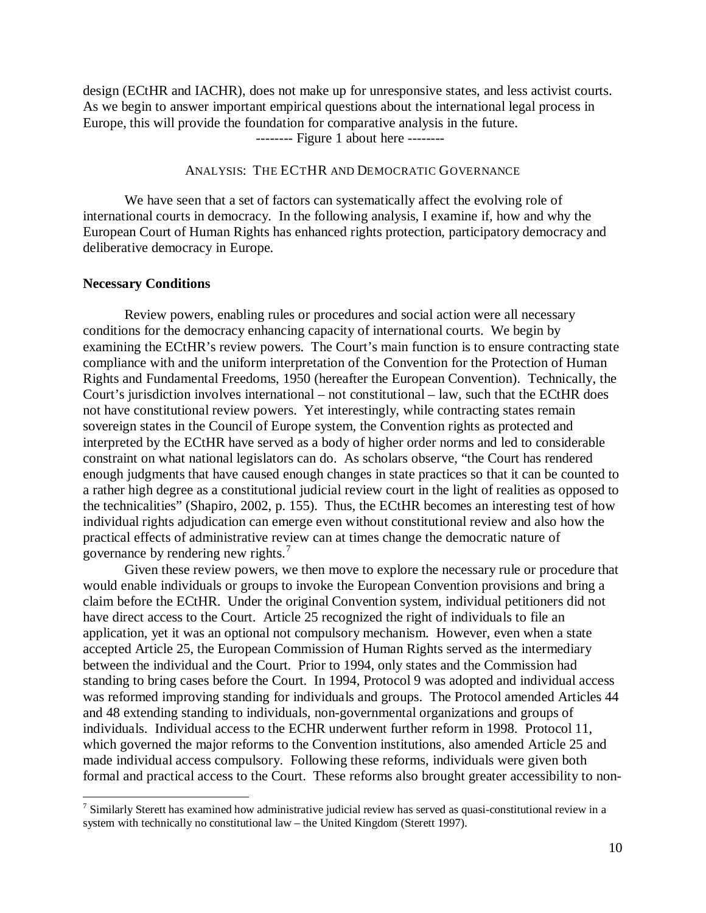design (ECtHR and IACHR), does not make up for unresponsive states, and less activist courts. As we begin to answer important empirical questions about the international legal process in Europe, this will provide the foundation for comparative analysis in the future.

-------- Figure 1 about here --------

## ANALYSIS: THE ECTHR AND DEMOCRATIC GOVERNANCE

We have seen that a set of factors can systematically affect the evolving role of international courts in democracy. In the following analysis, I examine if, how and why the European Court of Human Rights has enhanced rights protection, participatory democracy and deliberative democracy in Europe.

### Necessary Conditions

Review powers, enabling rules or procedures and social action were all necessary conditions for the democracy enhancing capacity of international courts. We begin by examining the ECtHR's review powers. The Court's main function is to ensure contracting state compliance with and the uniform interpretation of the Convention for the Protection of Human Rights and Fundamental Freedoms, 1950 (hereafter the European Convention). Technically, the Court's jurisdiction involves international – not constitutional – law, such that the ECtHR does not have constitutional review powers. Yet interestingly, while contracting states remain sovereign states in the Council of Europe system, the Convention rights as protected and interpreted by the ECtHR have served as a body of higher order norms and led to considerable constraint on what national legislators can do. As scholars observe, "the Court has rendered enough judgments that have caused enough changes in state practices so that it can be counted to a rather high degree as a constitutional judicial review court in the light of realities as opposed to the technicalities" (Shapiro, 2002, p. 155). Thus, the ECtHR becomes an interesting test of how individual rights adjudication can emerge even without constitutional review and also how the practical effects of administrative review can at times change the democratic nature of governance by rendering new rights.[7]

Given these review powers, we then move to explore the necessary rule or procedure that would enable individuals or groups to invoke the European Convention provisions and bring a claim before the ECtHR. Under the original Convention system, individual petitioners did not have direct access to the Court. Article 25 recognized the right of individuals to file an application, yet it was an optional not compulsory mechanism. However, even when a state accepted Article 25, the European Commission of Human Rights served as the intermediary between the individual and the Court. Prior to 1994, only states and the Commission had standing to bring cases before the Court. In 1994, Protocol 9 was adopted and individual access was reformed improving standing for individuals and groups. The Protocol amended Articles 44 and 48 extending standing to individuals, non-governmental organizations and groups of individuals. Individual access to the ECHR underwent further reform in 1998. Protocol 11, which governed the major reforms to the Convention institutions, also amended Article 25 and made individual access compulsory. Following these reforms, individuals were given both formal and practical access to the Court. These reforms also brought greater accessibility to non-

[7] Similarly Sterett has examined how administrative judicial review has served as quasi-constitutional review in a system with technically no constitutional law – the United Kingdom (Sterett 1997).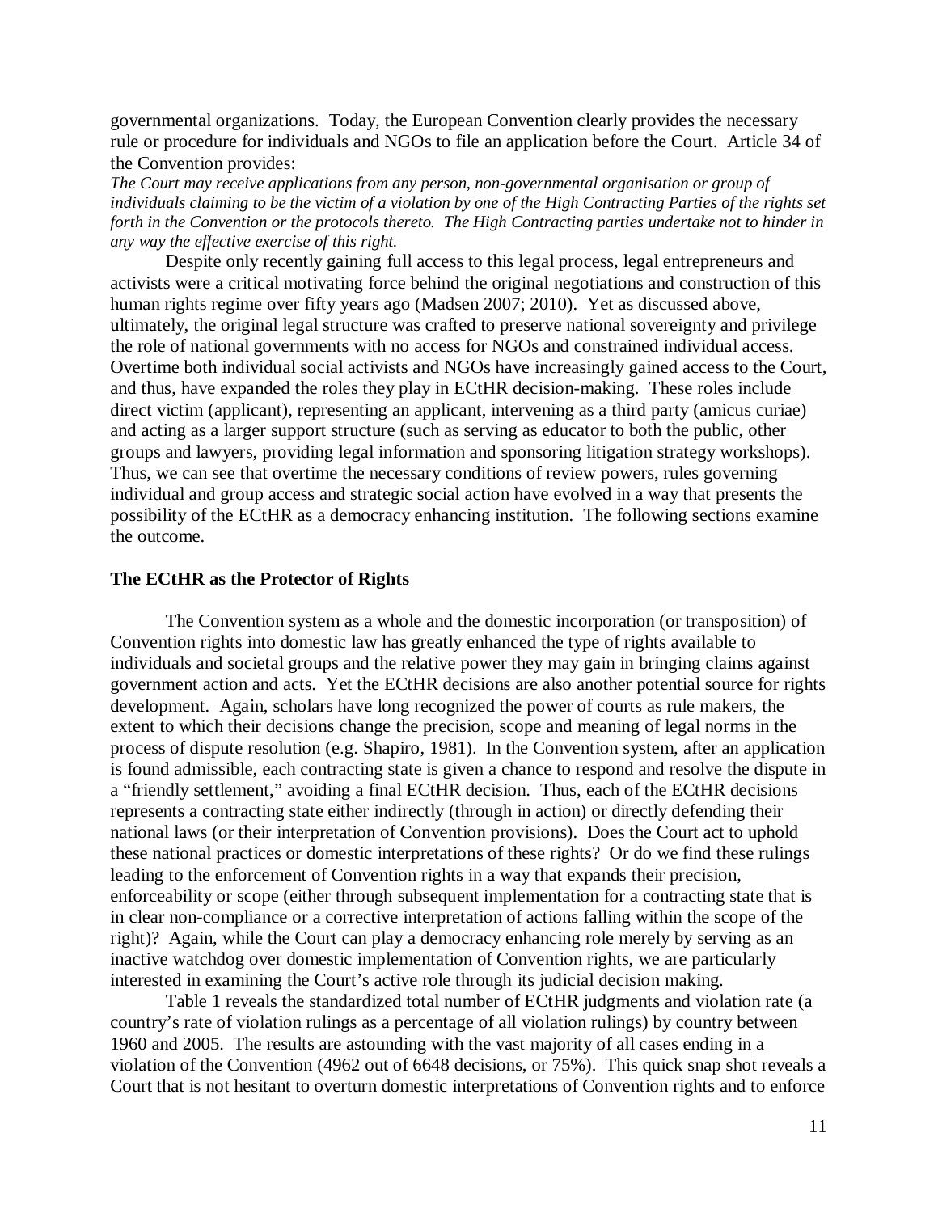governmental organizations. Today, the European Convention clearly provides the necessary rule or procedure for individuals and NGOs to file an application before the Court. Article 34 of the Convention provides:

*The Court may receive applications from any person, non-governmental organisation or group of individuals claiming to be the victim of a violation by one of the High Contracting Parties of the rights set forth in the Convention or the protocols thereto. The High Contracting parties undertake not to hinder in any way the effective exercise of this right.*

Despite only recently gaining full access to this legal process, legal entrepreneurs and activists were a critical motivating force behind the original negotiations and construction of this human rights regime over fifty years ago (Madsen 2007; 2010). Yet as discussed above, ultimately, the original legal structure was crafted to preserve national sovereignty and privilege the role of national governments with no access for NGOs and constrained individual access. Overtime both individual social activists and NGOs have increasingly gained access to the Court, and thus, have expanded the roles they play in ECtHR decision-making. These roles include direct victim (applicant), representing an applicant, intervening as a third party (amicus curiae) and acting as a larger support structure (such as serving as educator to both the public, other groups and lawyers, providing legal information and sponsoring litigation strategy workshops). Thus, we can see that overtime the necessary conditions of review powers, rules governing individual and group access and strategic social action have evolved in a way that presents the possibility of the ECtHR as a democracy enhancing institution. The following sections examine the outcome.

### The ECtHR as the Protector of Rights

The Convention system as a whole and the domestic incorporation (or transposition) of Convention rights into domestic law has greatly enhanced the type of rights available to individuals and societal groups and the relative power they may gain in bringing claims against government action and acts. Yet the ECtHR decisions are also another potential source for rights development. Again, scholars have long recognized the power of courts as rule makers, the extent to which their decisions change the precision, scope and meaning of legal norms in the process of dispute resolution (e.g. Shapiro, 1981). In the Convention system, after an application is found admissible, each contracting state is given a chance to respond and resolve the dispute in a "friendly settlement," avoiding a final ECtHR decision. Thus, each of the ECtHR decisions represents a contracting state either indirectly (through in action) or directly defending their national laws (or their interpretation of Convention provisions). Does the Court act to uphold these national practices or domestic interpretations of these rights? Or do we find these rulings leading to the enforcement of Convention rights in a way that expands their precision, enforceability or scope (either through subsequent implementation for a contracting state that is in clear non-compliance or a corrective interpretation of actions falling within the scope of the right)? Again, while the Court can play a democracy enhancing role merely by serving as an inactive watchdog over domestic implementation of Convention rights, we are particularly interested in examining the Court's active role through its judicial decision making.

Table 1 reveals the standardized total number of ECtHR judgments and violation rate (a country's rate of violation rulings as a percentage of all violation rulings) by country between 1960 and 2005. The results are astounding with the vast majority of all cases ending in a violation of the Convention (4962 out of 6648 decisions, or 75%). This quick snap shot reveals a Court that is not hesitant to overturn domestic interpretations of Convention rights and to enforce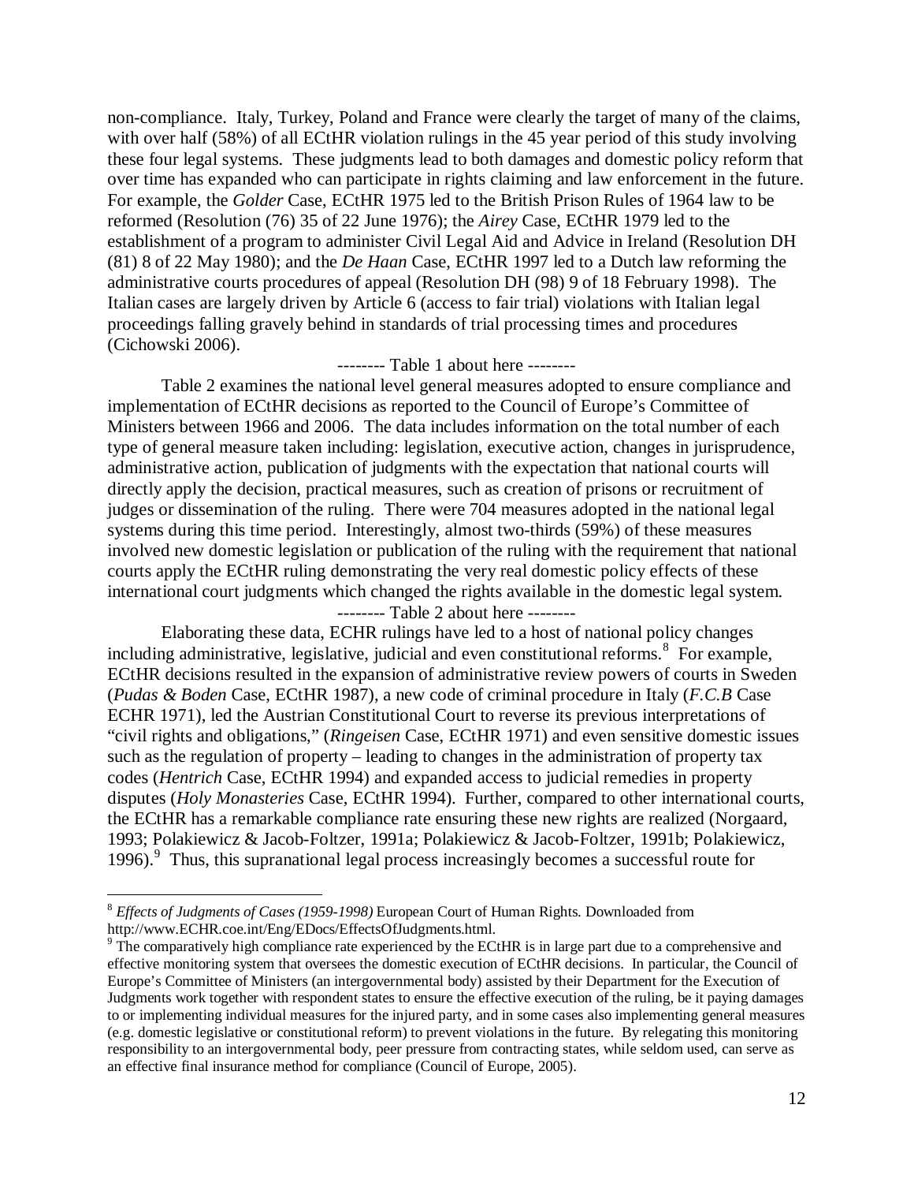non-compliance. Italy, Turkey, Poland and France were clearly the target of many of the claims, with over half (58%) of all ECtHR violation rulings in the 45 year period of this study involving these four legal systems. These judgments lead to both damages and domestic policy reform that over time has expanded who can participate in rights claiming and law enforcement in the future. For example, the *Golder* Case, ECtHR 1975 led to the British Prison Rules of 1964 law to be reformed (Resolution (76) 35 of 22 June 1976); the *Airey* Case, ECtHR 1979 led to the establishment of a program to administer Civil Legal Aid and Advice in Ireland (Resolution DH (81) 8 of 22 May 1980); and the *De Haan* Case, ECtHR 1997 led to a Dutch law reforming the administrative courts procedures of appeal (Resolution DH (98) 9 of 18 February 1998). The Italian cases are largely driven by Article 6 (access to fair trial) violations with Italian legal proceedings falling gravely behind in standards of trial processing times and procedures (Cichowski 2006).

-------- Table 1 about here --------

Table 2 examines the national level general measures adopted to ensure compliance and implementation of ECtHR decisions as reported to the Council of Europe's Committee of Ministers between 1966 and 2006. The data includes information on the total number of each type of general measure taken including: legislation, executive action, changes in jurisprudence, administrative action, publication of judgments with the expectation that national courts will directly apply the decision, practical measures, such as creation of prisons or recruitment of judges or dissemination of the ruling. There were 704 measures adopted in the national legal systems during this time period. Interestingly, almost two-thirds (59%) of these measures involved new domestic legislation or publication of the ruling with the requirement that national courts apply the ECtHR ruling demonstrating the very real domestic policy effects of these international court judgments which changed the rights available in the domestic legal system.

-------- Table 2 about here --------

Elaborating these data, ECHR rulings have led to a host of national policy changes including administrative, legislative, judicial and even constitutional reforms.[8] For example, ECtHR decisions resulted in the expansion of administrative review powers of courts in Sweden (*Pudas & Boden* Case, ECtHR 1987), a new code of criminal procedure in Italy (*F.C.B* Case ECHR 1971), led the Austrian Constitutional Court to reverse its previous interpretations of "civil rights and obligations," (*Ringeisen* Case, ECtHR 1971) and even sensitive domestic issues such as the regulation of property – leading to changes in the administration of property tax codes (*Hentrich* Case, ECtHR 1994) and expanded access to judicial remedies in property disputes (*Holy Monasteries* Case, ECtHR 1994). Further, compared to other international courts, the ECtHR has a remarkable compliance rate ensuring these new rights are realized (Norgaard, 1993; Polakiewicz & Jacob-Foltzer, 1991a; Polakiewicz & Jacob-Foltzer, 1991b; Polakiewicz, 1996).[9] Thus, this supranational legal process increasingly becomes a successful route for

[8] *Effects of Judgments of Cases (1959-1998)* European Court of Human Rights. Downloaded from http://www.ECHR.coe.int/Eng/EDocs/EffectsOfJudgments.html.

[9] The comparatively high compliance rate experienced by the ECtHR is in large part due to a comprehensive and effective monitoring system that oversees the domestic execution of ECtHR decisions. In particular, the Council of Europe's Committee of Ministers (an intergovernmental body) assisted by their Department for the Execution of Judgments work together with respondent states to ensure the effective execution of the ruling, be it paying damages to or implementing individual measures for the injured party, and in some cases also implementing general measures (e.g. domestic legislative or constitutional reform) to prevent violations in the future. By relegating this monitoring responsibility to an intergovernmental body, peer pressure from contracting states, while seldom used, can serve as an effective final insurance method for compliance (Council of Europe, 2005).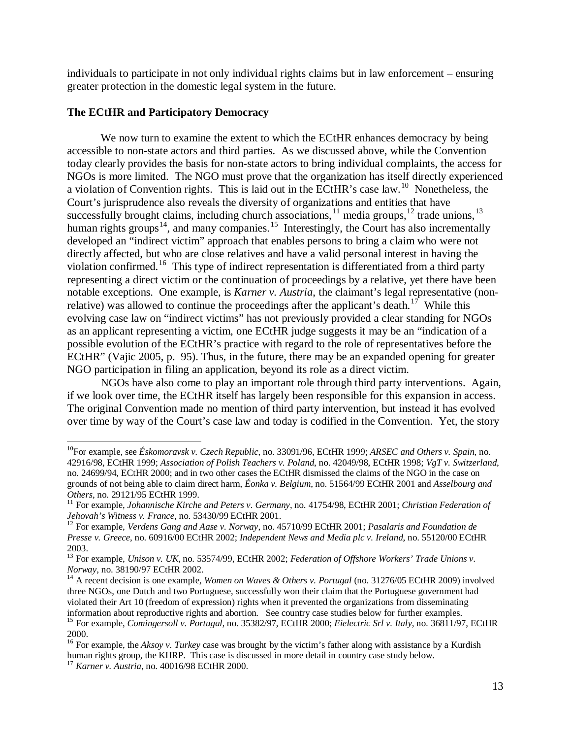individuals to participate in not only individual rights claims but in law enforcement – ensuring greater protection in the domestic legal system in the future.

### The ECtHR and Participatory Democracy

We now turn to examine the extent to which the ECtHR enhances democracy by being accessible to non-state actors and third parties. As we discussed above, while the Convention today clearly provides the basis for non-state actors to bring individual complaints, the access for NGOs is more limited. The NGO must prove that the organization has itself directly experienced a violation of Convention rights. This is laid out in the ECtHR's case law.[10] Nonetheless, the Court's jurisprudence also reveals the diversity of organizations and entities that have successfully brought claims, including church associations,[11] media groups,[12] trade unions,[13] human rights groups[14], and many companies.[15] Interestingly, the Court has also incrementally developed an "indirect victim" approach that enables persons to bring a claim who were not directly affected, but who are close relatives and have a valid personal interest in having the violation confirmed.[16] This type of indirect representation is differentiated from a third party representing a direct victim or the continuation of proceedings by a relative, yet there have been notable exceptions. One example, is *Karner v. Austria*, the claimant's legal representative (non-relative) was allowed to continue the proceedings after the applicant's death.[17] While this evolving case law on "indirect victims" has not previously provided a clear standing for NGOs as an applicant representing a victim, one ECtHR judge suggests it may be an "indication of a possible evolution of the ECtHR's practice with regard to the role of representatives before the ECtHR" (Vajic 2005, p. 95). Thus, in the future, there may be an expanded opening for greater NGO participation in filing an application, beyond its role as a direct victim.

NGOs have also come to play an important role through third party interventions. Again, if we look over time, the ECtHR itself has largely been responsible for this expansion in access. The original Convention made no mention of third party intervention, but instead it has evolved over time by way of the Court's case law and today is codified in the Convention. Yet, the story

---

[10] For example, see *Éskomoravsk v. Czech Republic*, no. 33091/96, ECtHR 1999; *ARSEC and Others v. Spain*, no. 42916/98, ECtHR 1999; *Association of Polish Teachers v. Poland*, no. 42049/98, ECtHR 1998; *VgT v. Switzerland*, no. 24699/94, ECtHR 2000; and in two other cases the ECtHR dismissed the claims of the NGO in the case on grounds of not being able to claim direct harm, *Éonka v. Belgium*, no. 51564/99 ECtHR 2001 and *Asselbourg and Others*, no. 29121/95 ECtHR 1999.

[11] For example, *Johannische Kirche and Peters v. Germany*, no. 41754/98, ECtHR 2001; *Christian Federation of Jehovah's Witness v. France*, no. 53430/99 ECtHR 2001.

[12] For example, *Verdens Gang and Aase v. Norway*, no. 45710/99 ECtHR 2001; *Pasalaris and Foundation de Presse v. Greece*, no. 60916/00 ECtHR 2002; *Independent News and Media plc v. Ireland*, no. 55120/00 ECtHR 2003.

[13] For example, *Unison v. UK*, no. 53574/99, ECtHR 2002; *Federation of Offshore Workers' Trade Unions v. Norway*, no. 38190/97 ECtHR 2002.

[14] A recent decision is one example, *Women on Waves & Others v. Portugal* (no. 31276/05 ECtHR 2009) involved three NGOs, one Dutch and two Portuguese, successfully won their claim that the Portuguese government had violated their Art 10 (freedom of expression) rights when it prevented the organizations from disseminating information about reproductive rights and abortion. See country case studies below for further examples.

[15] For example, *Comingersoll v. Portugal*, no. 35382/97, ECtHR 2000; *Eielectric Srl v. Italy*, no. 36811/97, ECtHR 2000.

[16] For example, the *Aksoy v. Turkey* case was brought by the victim's father along with assistance by a Kurdish human rights group, the KHRP. This case is discussed in more detail in country case study below.

[17] *Karner v. Austria*, no. 40016/98 ECtHR 2000.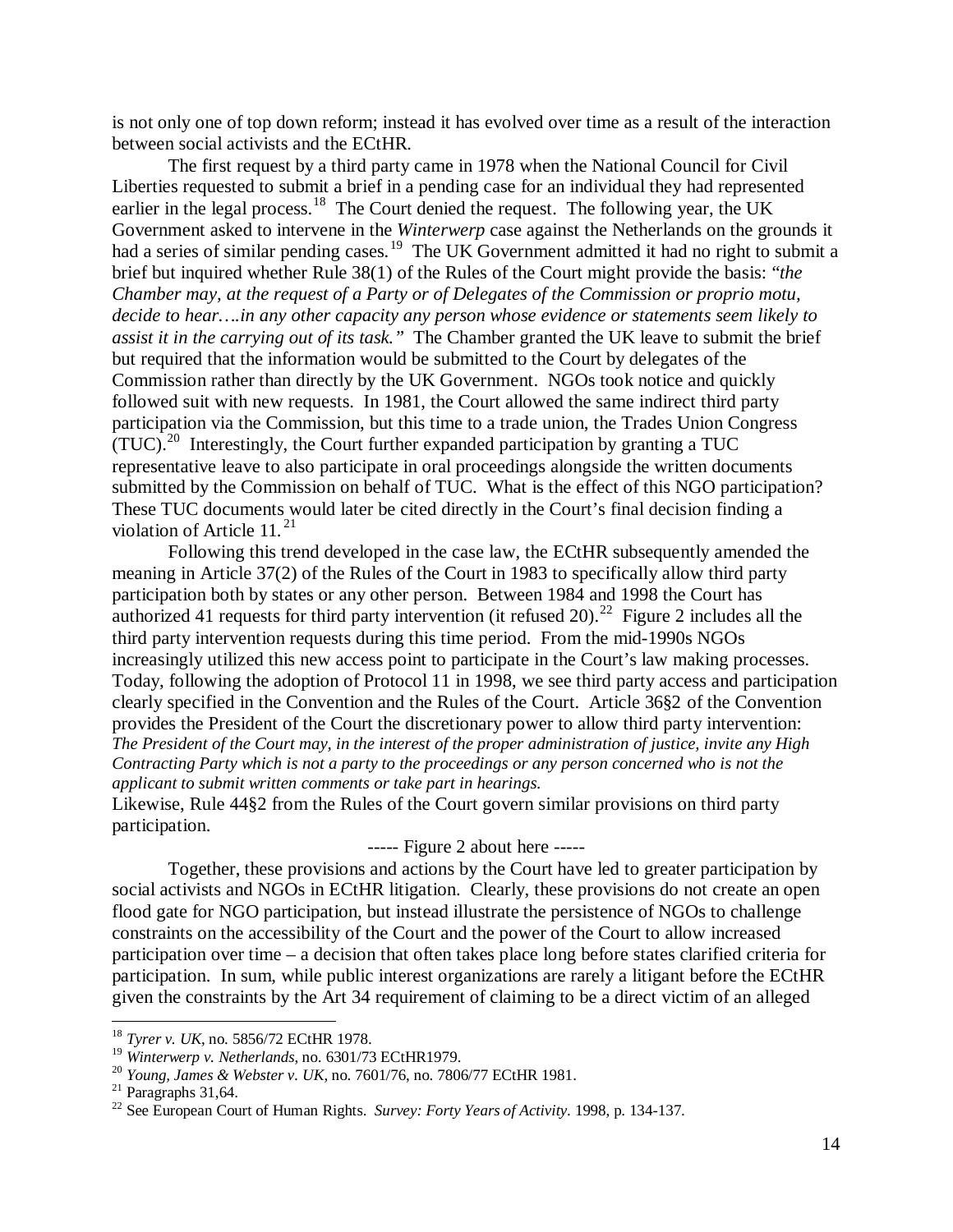is not only one of top down reform; instead it has evolved over time as a result of the interaction between social activists and the ECtHR.

The first request by a third party came in 1978 when the National Council for Civil Liberties requested to submit a brief in a pending case for an individual they had represented earlier in the legal process.[18] The Court denied the request. The following year, the UK Government asked to intervene in the *Winterwerp* case against the Netherlands on the grounds it had a series of similar pending cases.[19] The UK Government admitted it had no right to submit a brief but inquired whether Rule 38(1) of the Rules of the Court might provide the basis: "*the Chamber may, at the request of a Party or of Delegates of the Commission or proprio motu, decide to hear….in any other capacity any person whose evidence or statements seem likely to assist it in the carrying out of its task.*" The Chamber granted the UK leave to submit the brief but required that the information would be submitted to the Court by delegates of the Commission rather than directly by the UK Government. NGOs took notice and quickly followed suit with new requests. In 1981, the Court allowed the same indirect third party participation via the Commission, but this time to a trade union, the Trades Union Congress (TUC).[20] Interestingly, the Court further expanded participation by granting a TUC representative leave to also participate in oral proceedings alongside the written documents submitted by the Commission on behalf of TUC. What is the effect of this NGO participation? These TUC documents would later be cited directly in the Court's final decision finding a violation of Article 11.[21]

Following this trend developed in the case law, the ECtHR subsequently amended the meaning in Article 37(2) of the Rules of the Court in 1983 to specifically allow third party participation both by states or any other person. Between 1984 and 1998 the Court has authorized 41 requests for third party intervention (it refused 20).[22] Figure 2 includes all the third party intervention requests during this time period. From the mid-1990s NGOs increasingly utilized this new access point to participate in the Court's law making processes. Today, following the adoption of Protocol 11 in 1998, we see third party access and participation clearly specified in the Convention and the Rules of the Court. Article 36§2 of the Convention provides the President of the Court the discretionary power to allow third party intervention:

*The President of the Court may, in the interest of the proper administration of justice, invite any High Contracting Party which is not a party to the proceedings or any person concerned who is not the applicant to submit written comments or take part in hearings.*

Likewise, Rule 44§2 from the Rules of the Court govern similar provisions on third party participation.

----- Figure 2 about here -----

Together, these provisions and actions by the Court have led to greater participation by social activists and NGOs in ECtHR litigation. Clearly, these provisions do not create an open flood gate for NGO participation, but instead illustrate the persistence of NGOs to challenge constraints on the accessibility of the Court and the power of the Court to allow increased participation over time – a decision that often takes place long before states clarified criteria for participation. In sum, while public interest organizations are rarely a litigant before the ECtHR given the constraints by the Art 34 requirement of claiming to be a direct victim of an alleged

---

[18] *Tyrer v. UK*, no. 5856/72 ECtHR 1978.

[19] *Winterwerp v. Netherlands*, no. 6301/73 ECtHR1979.

[20] *Young, James & Webster v. UK*, no. 7601/76, no. 7806/77 ECtHR 1981.

[21] Paragraphs 31,64.

[22] See European Court of Human Rights. *Survey: Forty Years of Activity*. 1998, p. 134-137.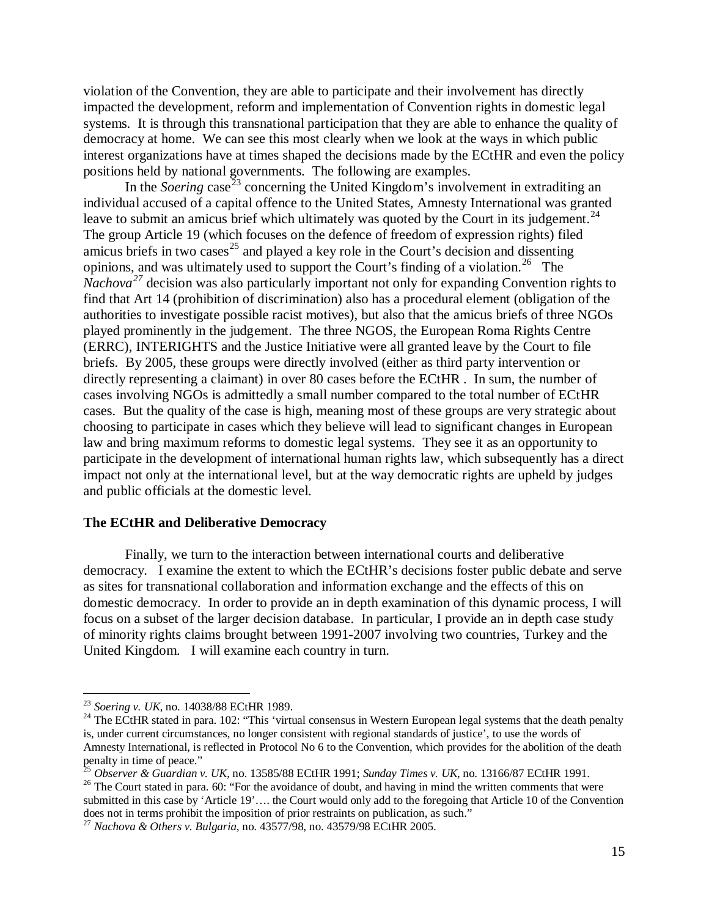violation of the Convention, they are able to participate and their involvement has directly impacted the development, reform and implementation of Convention rights in domestic legal systems. It is through this transnational participation that they are able to enhance the quality of democracy at home. We can see this most clearly when we look at the ways in which public interest organizations have at times shaped the decisions made by the ECtHR and even the policy positions held by national governments. The following are examples.

In the *Soering* case[23] concerning the United Kingdom's involvement in extraditing an individual accused of a capital offence to the United States, Amnesty International was granted leave to submit an amicus brief which ultimately was quoted by the Court in its judgement.[24] The group Article 19 (which focuses on the defence of freedom of expression rights) filed amicus briefs in two cases[25] and played a key role in the Court's decision and dissenting opinions, and was ultimately used to support the Court's finding of a violation.[26] The *Nachova*[27] decision was also particularly important not only for expanding Convention rights to find that Art 14 (prohibition of discrimination) also has a procedural element (obligation of the authorities to investigate possible racist motives), but also that the amicus briefs of three NGOs played prominently in the judgement. The three NGOS, the European Roma Rights Centre (ERRC), INTERIGHTS and the Justice Initiative were all granted leave by the Court to file briefs. By 2005, these groups were directly involved (either as third party intervention or directly representing a claimant) in over 80 cases before the ECtHR . In sum, the number of cases involving NGOs is admittedly a small number compared to the total number of ECtHR cases. But the quality of the case is high, meaning most of these groups are very strategic about choosing to participate in cases which they believe will lead to significant changes in European law and bring maximum reforms to domestic legal systems. They see it as an opportunity to participate in the development of international human rights law, which subsequently has a direct impact not only at the international level, but at the way democratic rights are upheld by judges and public officials at the domestic level.

**The ECtHR and Deliberative Democracy**

Finally, we turn to the interaction between international courts and deliberative democracy. I examine the extent to which the ECtHR's decisions foster public debate and serve as sites for transnational collaboration and information exchange and the effects of this on domestic democracy. In order to provide an in depth examination of this dynamic process, I will focus on a subset of the larger decision database. In particular, I provide an in depth case study of minority rights claims brought between 1991-2007 involving two countries, Turkey and the United Kingdom. I will examine each country in turn.

---

[23] *Soering v. UK*, no. 14038/88 ECtHR 1989.

[24] The ECtHR stated in para. 102: "This 'virtual consensus in Western European legal systems that the death penalty is, under current circumstances, no longer consistent with regional standards of justice', to use the words of Amnesty International, is reflected in Protocol No 6 to the Convention, which provides for the abolition of the death penalty in time of peace."

[25] *Observer & Guardian v. UK*, no. 13585/88 ECtHR 1991; *Sunday Times v. UK*, no. 13166/87 ECtHR 1991.

[26] The Court stated in para. 60: "For the avoidance of doubt, and having in mind the written comments that were submitted in this case by 'Article 19'…. the Court would only add to the foregoing that Article 10 of the Convention does not in terms prohibit the imposition of prior restraints on publication, as such."

[27] *Nachova & Others v. Bulgaria*, no. 43577/98, no. 43579/98 ECtHR 2005.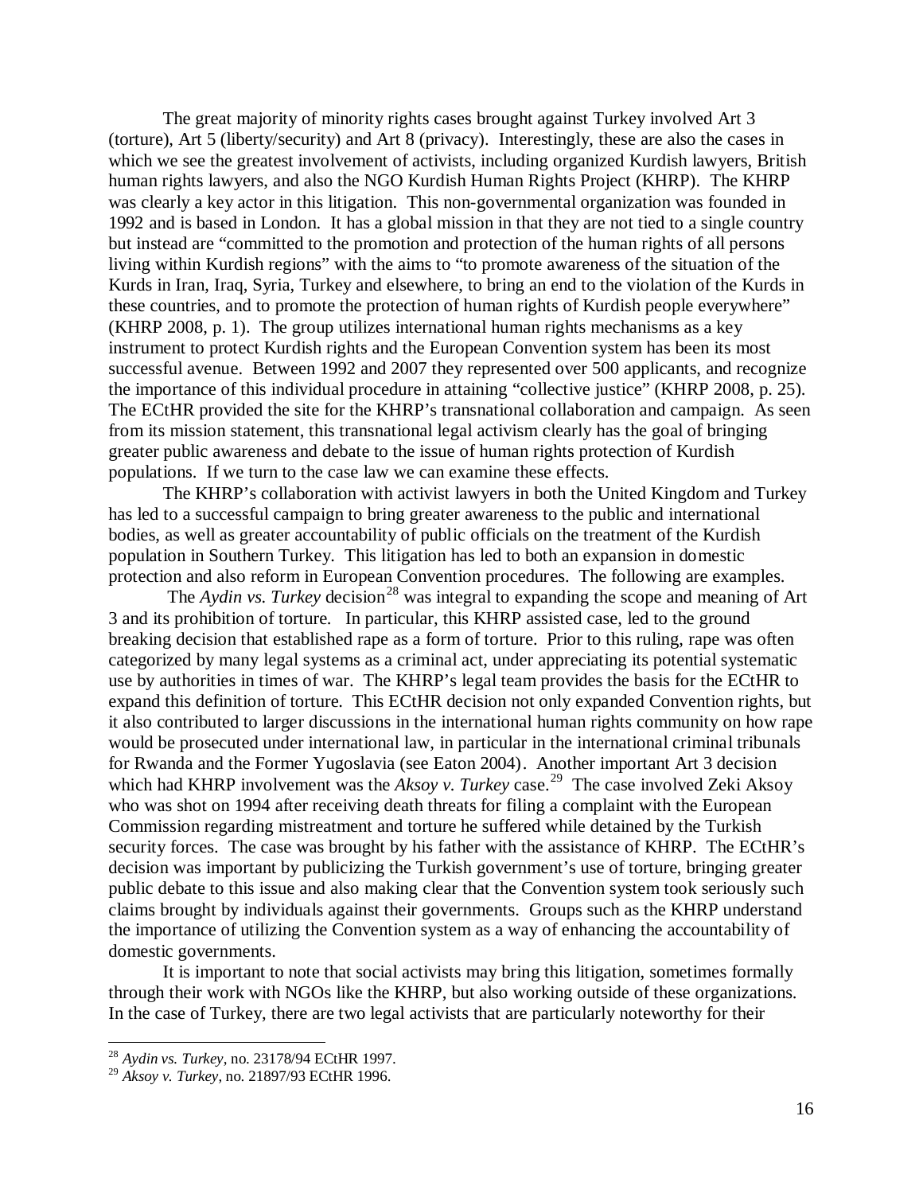The great majority of minority rights cases brought against Turkey involved Art 3 (torture), Art 5 (liberty/security) and Art 8 (privacy). Interestingly, these are also the cases in which we see the greatest involvement of activists, including organized Kurdish lawyers, British human rights lawyers, and also the NGO Kurdish Human Rights Project (KHRP). The KHRP was clearly a key actor in this litigation. This non-governmental organization was founded in 1992 and is based in London. It has a global mission in that they are not tied to a single country but instead are "committed to the promotion and protection of the human rights of all persons living within Kurdish regions" with the aims to "to promote awareness of the situation of the Kurds in Iran, Iraq, Syria, Turkey and elsewhere, to bring an end to the violation of the Kurds in these countries, and to promote the protection of human rights of Kurdish people everywhere" (KHRP 2008, p. 1). The group utilizes international human rights mechanisms as a key instrument to protect Kurdish rights and the European Convention system has been its most successful avenue. Between 1992 and 2007 they represented over 500 applicants, and recognize the importance of this individual procedure in attaining "collective justice" (KHRP 2008, p. 25). The ECtHR provided the site for the KHRP's transnational collaboration and campaign. As seen from its mission statement, this transnational legal activism clearly has the goal of bringing greater public awareness and debate to the issue of human rights protection of Kurdish populations. If we turn to the case law we can examine these effects.

The KHRP's collaboration with activist lawyers in both the United Kingdom and Turkey has led to a successful campaign to bring greater awareness to the public and international bodies, as well as greater accountability of public officials on the treatment of the Kurdish population in Southern Turkey. This litigation has led to both an expansion in domestic protection and also reform in European Convention procedures. The following are examples.

The *Aydin vs. Turkey* decision[28] was integral to expanding the scope and meaning of Art 3 and its prohibition of torture. In particular, this KHRP assisted case, led to the ground breaking decision that established rape as a form of torture. Prior to this ruling, rape was often categorized by many legal systems as a criminal act, under appreciating its potential systematic use by authorities in times of war. The KHRP's legal team provides the basis for the ECtHR to expand this definition of torture. This ECtHR decision not only expanded Convention rights, but it also contributed to larger discussions in the international human rights community on how rape would be prosecuted under international law, in particular in the international criminal tribunals for Rwanda and the Former Yugoslavia (see Eaton 2004). Another important Art 3 decision which had KHRP involvement was the *Aksoy v. Turkey* case.[29] The case involved Zeki Aksoy who was shot on 1994 after receiving death threats for filing a complaint with the European Commission regarding mistreatment and torture he suffered while detained by the Turkish security forces. The case was brought by his father with the assistance of KHRP. The ECtHR's decision was important by publicizing the Turkish government's use of torture, bringing greater public debate to this issue and also making clear that the Convention system took seriously such claims brought by individuals against their governments. Groups such as the KHRP understand the importance of utilizing the Convention system as a way of enhancing the accountability of domestic governments.

It is important to note that social activists may bring this litigation, sometimes formally through their work with NGOs like the KHRP, but also working outside of these organizations. In the case of Turkey, there are two legal activists that are particularly noteworthy for their

---

[28] *Aydin vs. Turkey*, no. 23178/94 ECtHR 1997.

[29] *Aksoy v. Turkey*, no. 21897/93 ECtHR 1996.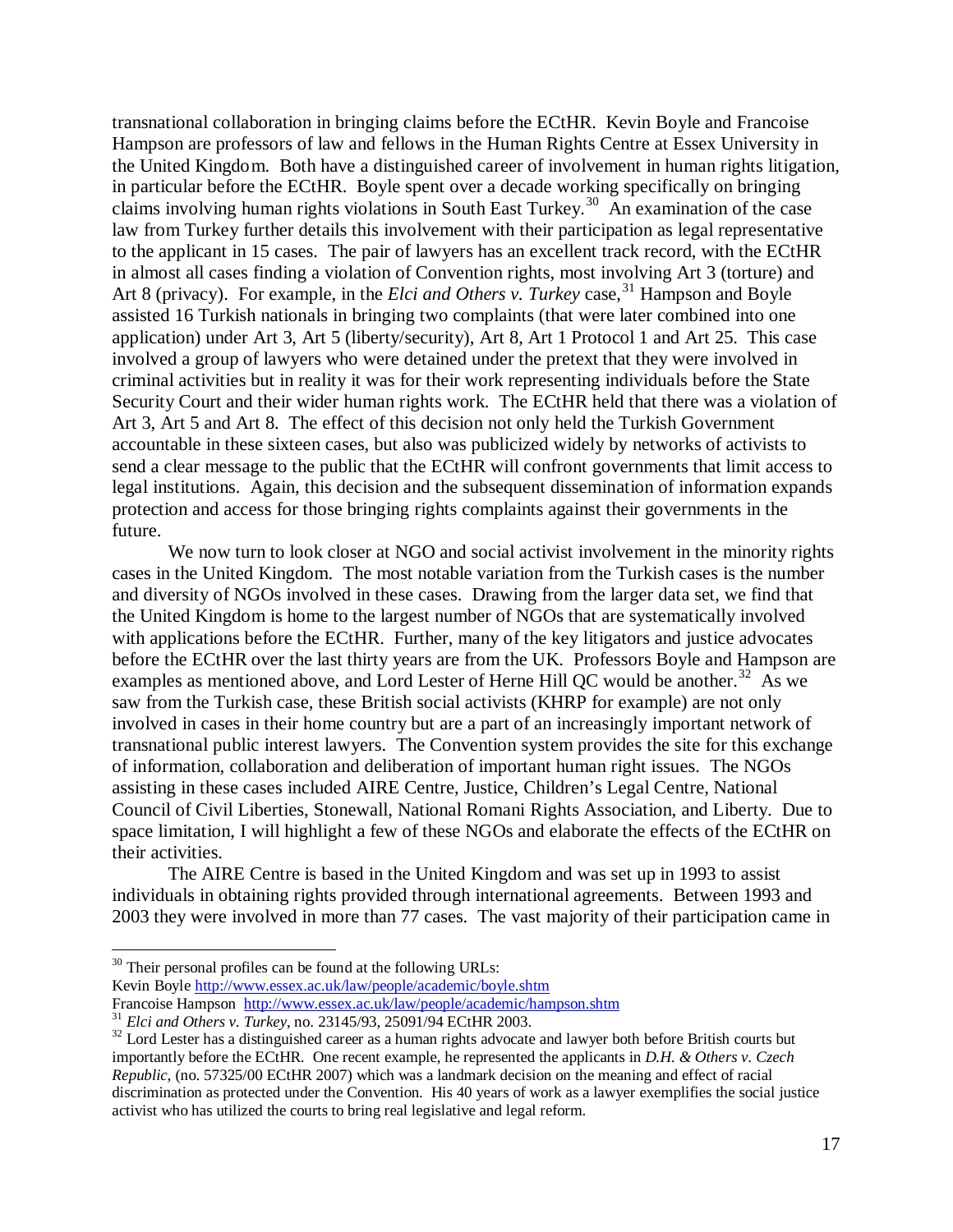transnational collaboration in bringing claims before the ECtHR. Kevin Boyle and Francoise Hampson are professors of law and fellows in the Human Rights Centre at Essex University in the United Kingdom. Both have a distinguished career of involvement in human rights litigation, in particular before the ECtHR. Boyle spent over a decade working specifically on bringing claims involving human rights violations in South East Turkey.[30] An examination of the case law from Turkey further details this involvement with their participation as legal representative to the applicant in 15 cases. The pair of lawyers has an excellent track record, with the ECtHR in almost all cases finding a violation of Convention rights, most involving Art 3 (torture) and Art 8 (privacy). For example, in the *Elci and Others v. Turkey* case,[31] Hampson and Boyle assisted 16 Turkish nationals in bringing two complaints (that were later combined into one application) under Art 3, Art 5 (liberty/security), Art 8, Art 1 Protocol 1 and Art 25. This case involved a group of lawyers who were detained under the pretext that they were involved in criminal activities but in reality it was for their work representing individuals before the State Security Court and their wider human rights work. The ECtHR held that there was a violation of Art 3, Art 5 and Art 8. The effect of this decision not only held the Turkish Government accountable in these sixteen cases, but also was publicized widely by networks of activists to send a clear message to the public that the ECtHR will confront governments that limit access to legal institutions. Again, this decision and the subsequent dissemination of information expands protection and access for those bringing rights complaints against their governments in the future.

We now turn to look closer at NGO and social activist involvement in the minority rights cases in the United Kingdom. The most notable variation from the Turkish cases is the number and diversity of NGOs involved in these cases. Drawing from the larger data set, we find that the United Kingdom is home to the largest number of NGOs that are systematically involved with applications before the ECtHR. Further, many of the key litigators and justice advocates before the ECtHR over the last thirty years are from the UK. Professors Boyle and Hampson are examples as mentioned above, and Lord Lester of Herne Hill QC would be another.[32] As we saw from the Turkish case, these British social activists (KHRP for example) are not only involved in cases in their home country but are a part of an increasingly important network of transnational public interest lawyers. The Convention system provides the site for this exchange of information, collaboration and deliberation of important human right issues. The NGOs assisting in these cases included AIRE Centre, Justice, Children's Legal Centre, National Council of Civil Liberties, Stonewall, National Romani Rights Association, and Liberty. Due to space limitation, I will highlight a few of these NGOs and elaborate the effects of the ECtHR on their activities.

The AIRE Centre is based in the United Kingdom and was set up in 1993 to assist individuals in obtaining rights provided through international agreements. Between 1993 and 2003 they were involved in more than 77 cases. The vast majority of their participation came in

---

[30] Their personal profiles can be found at the following URLs:
Kevin Boyle http://www.essex.ac.uk/law/people/academic/boyle.shtm
Francoise Hampson http://www.essex.ac.uk/law/people/academic/hampson.shtm

[31] *Elci and Others v. Turkey*, no. 23145/93, 25091/94 ECtHR 2003.

[32] Lord Lester has a distinguished career as a human rights advocate and lawyer both before British courts but importantly before the ECtHR. One recent example, he represented the applicants in *D.H. & Others v. Czech Republic*, (no. 57325/00 ECtHR 2007) which was a landmark decision on the meaning and effect of racial discrimination as protected under the Convention. His 40 years of work as a lawyer exemplifies the social justice activist who has utilized the courts to bring real legislative and legal reform.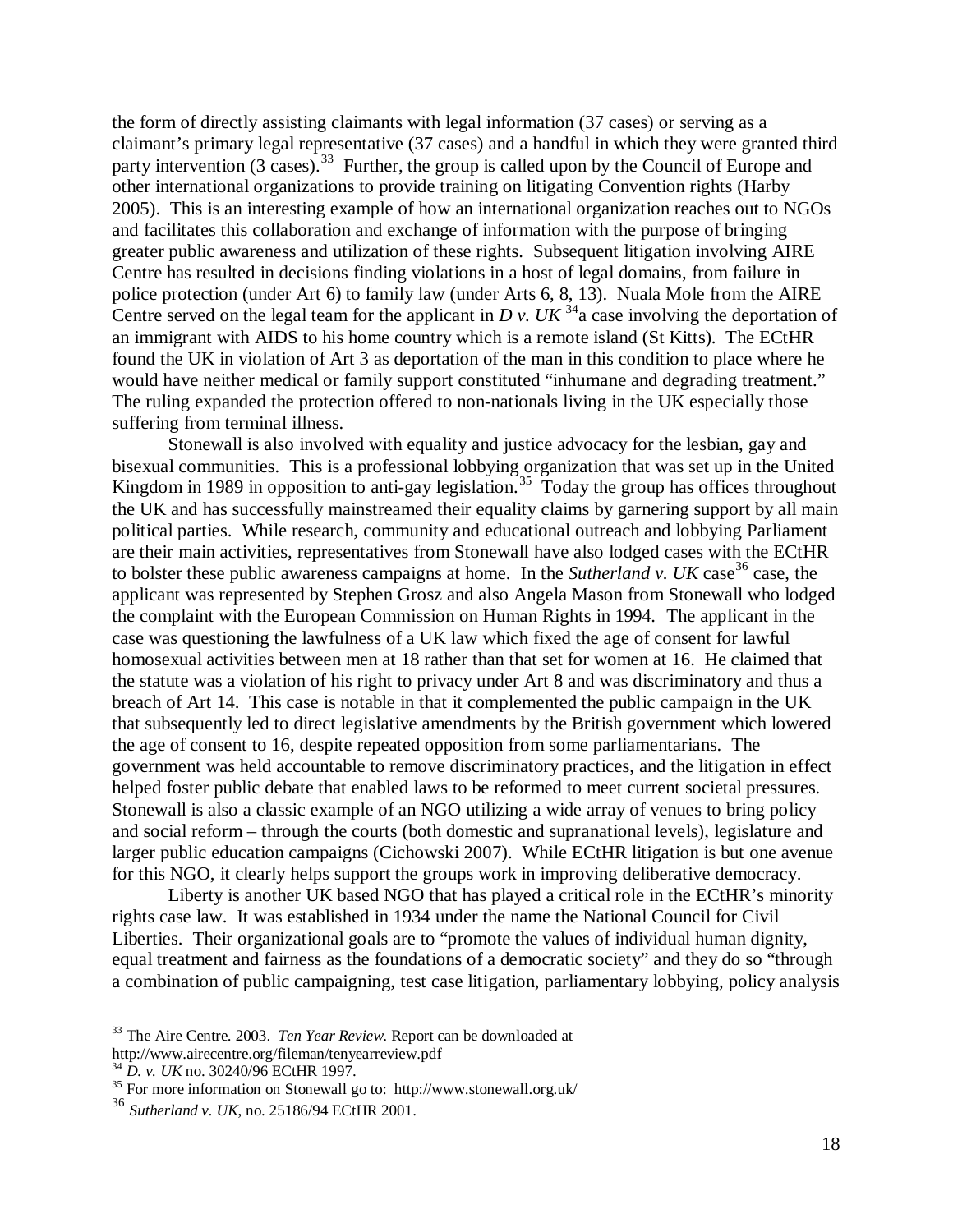the form of directly assisting claimants with legal information (37 cases) or serving as a claimant's primary legal representative (37 cases) and a handful in which they were granted third party intervention (3 cases).[33] Further, the group is called upon by the Council of Europe and other international organizations to provide training on litigating Convention rights (Harby 2005). This is an interesting example of how an international organization reaches out to NGOs and facilitates this collaboration and exchange of information with the purpose of bringing greater public awareness and utilization of these rights. Subsequent litigation involving AIRE Centre has resulted in decisions finding violations in a host of legal domains, from failure in police protection (under Art 6) to family law (under Arts 6, 8, 13). Nuala Mole from the AIRE Centre served on the legal team for the applicant in *D v. UK*[34]a case involving the deportation of an immigrant with AIDS to his home country which is a remote island (St Kitts). The ECtHR found the UK in violation of Art 3 as deportation of the man in this condition to place where he would have neither medical or family support constituted "inhumane and degrading treatment." The ruling expanded the protection offered to non-nationals living in the UK especially those suffering from terminal illness.

Stonewall is also involved with equality and justice advocacy for the lesbian, gay and bisexual communities. This is a professional lobbying organization that was set up in the United Kingdom in 1989 in opposition to anti-gay legislation.[35] Today the group has offices throughout the UK and has successfully mainstreamed their equality claims by garnering support by all main political parties. While research, community and educational outreach and lobbying Parliament are their main activities, representatives from Stonewall have also lodged cases with the ECtHR to bolster these public awareness campaigns at home. In the *Sutherland v. UK* case[36] case, the applicant was represented by Stephen Grosz and also Angela Mason from Stonewall who lodged the complaint with the European Commission on Human Rights in 1994. The applicant in the case was questioning the lawfulness of a UK law which fixed the age of consent for lawful homosexual activities between men at 18 rather than that set for women at 16. He claimed that the statute was a violation of his right to privacy under Art 8 and was discriminatory and thus a breach of Art 14. This case is notable in that it complemented the public campaign in the UK that subsequently led to direct legislative amendments by the British government which lowered the age of consent to 16, despite repeated opposition from some parliamentarians. The government was held accountable to remove discriminatory practices, and the litigation in effect helped foster public debate that enabled laws to be reformed to meet current societal pressures. Stonewall is also a classic example of an NGO utilizing a wide array of venues to bring policy and social reform – through the courts (both domestic and supranational levels), legislature and larger public education campaigns (Cichowski 2007). While ECtHR litigation is but one avenue for this NGO, it clearly helps support the groups work in improving deliberative democracy.

Liberty is another UK based NGO that has played a critical role in the ECtHR's minority rights case law. It was established in 1934 under the name the National Council for Civil Liberties. Their organizational goals are to "promote the values of individual human dignity, equal treatment and fairness as the foundations of a democratic society" and they do so "through a combination of public campaigning, test case litigation, parliamentary lobbying, policy analysis

---

[33] The Aire Centre. 2003. *Ten Year Review.* Report can be downloaded at http://www.airecentre.org/fileman/tenyearreview.pdf

[34] *D. v. UK* no. 30240/96 ECtHR 1997.

[35] For more information on Stonewall go to: http://www.stonewall.org.uk/

[36] *Sutherland v. UK*, no. 25186/94 ECtHR 2001.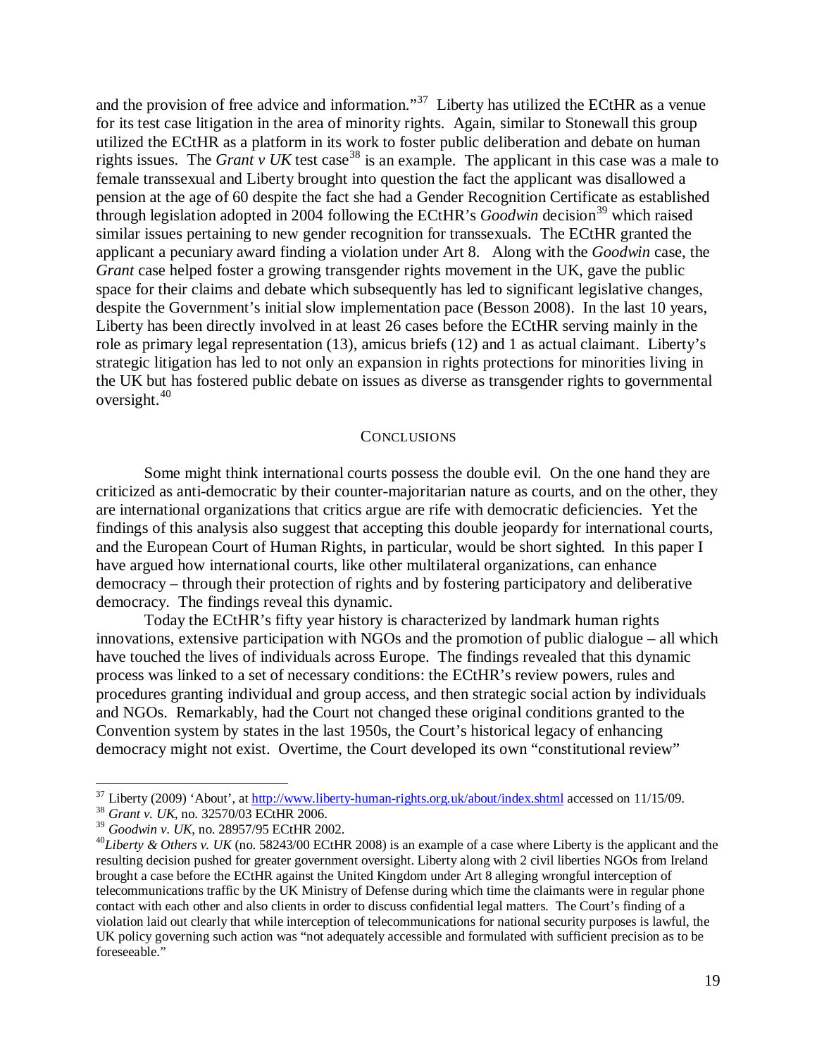and the provision of free advice and information."[37] Liberty has utilized the ECtHR as a venue for its test case litigation in the area of minority rights. Again, similar to Stonewall this group utilized the ECtHR as a platform in its work to foster public deliberation and debate on human rights issues. The *Grant v UK* test case[38] is an example. The applicant in this case was a male to female transsexual and Liberty brought into question the fact the applicant was disallowed a pension at the age of 60 despite the fact she had a Gender Recognition Certificate as established through legislation adopted in 2004 following the ECtHR's *Goodwin* decision[39] which raised similar issues pertaining to new gender recognition for transsexuals. The ECtHR granted the applicant a pecuniary award finding a violation under Art 8. Along with the *Goodwin* case, the *Grant* case helped foster a growing transgender rights movement in the UK, gave the public space for their claims and debate which subsequently has led to significant legislative changes, despite the Government's initial slow implementation pace (Besson 2008). In the last 10 years, Liberty has been directly involved in at least 26 cases before the ECtHR serving mainly in the role as primary legal representation (13), amicus briefs (12) and 1 as actual claimant. Liberty's strategic litigation has led to not only an expansion in rights protections for minorities living in the UK but has fostered public debate on issues as diverse as transgender rights to governmental oversight.[40]

## CONCLUSIONS

Some might think international courts possess the double evil. On the one hand they are criticized as anti-democratic by their counter-majoritarian nature as courts, and on the other, they are international organizations that critics argue are rife with democratic deficiencies. Yet the findings of this analysis also suggest that accepting this double jeopardy for international courts, and the European Court of Human Rights, in particular, would be short sighted. In this paper I have argued how international courts, like other multilateral organizations, can enhance democracy – through their protection of rights and by fostering participatory and deliberative democracy. The findings reveal this dynamic.

Today the ECtHR's fifty year history is characterized by landmark human rights innovations, extensive participation with NGOs and the promotion of public dialogue – all which have touched the lives of individuals across Europe. The findings revealed that this dynamic process was linked to a set of necessary conditions: the ECtHR's review powers, rules and procedures granting individual and group access, and then strategic social action by individuals and NGOs. Remarkably, had the Court not changed these original conditions granted to the Convention system by states in the last 1950s, the Court's historical legacy of enhancing democracy might not exist. Overtime, the Court developed its own "constitutional review"

---

[37] Liberty (2009) 'About', at http://www.liberty-human-rights.org.uk/about/index.shtml accessed on 11/15/09.

[38] *Grant v. UK*, no. 32570/03 ECtHR 2006.

[39] *Goodwin v. UK*, no. 28957/95 ECtHR 2002.

[40] *Liberty & Others v. UK* (no. 58243/00 ECtHR 2008) is an example of a case where Liberty is the applicant and the resulting decision pushed for greater government oversight. Liberty along with 2 civil liberties NGOs from Ireland brought a case before the ECtHR against the United Kingdom under Art 8 alleging wrongful interception of telecommunications traffic by the UK Ministry of Defense during which time the claimants were in regular phone contact with each other and also clients in order to discuss confidential legal matters. The Court's finding of a violation laid out clearly that while interception of telecommunications for national security purposes is lawful, the UK policy governing such action was "not adequately accessible and formulated with sufficient precision as to be foreseeable."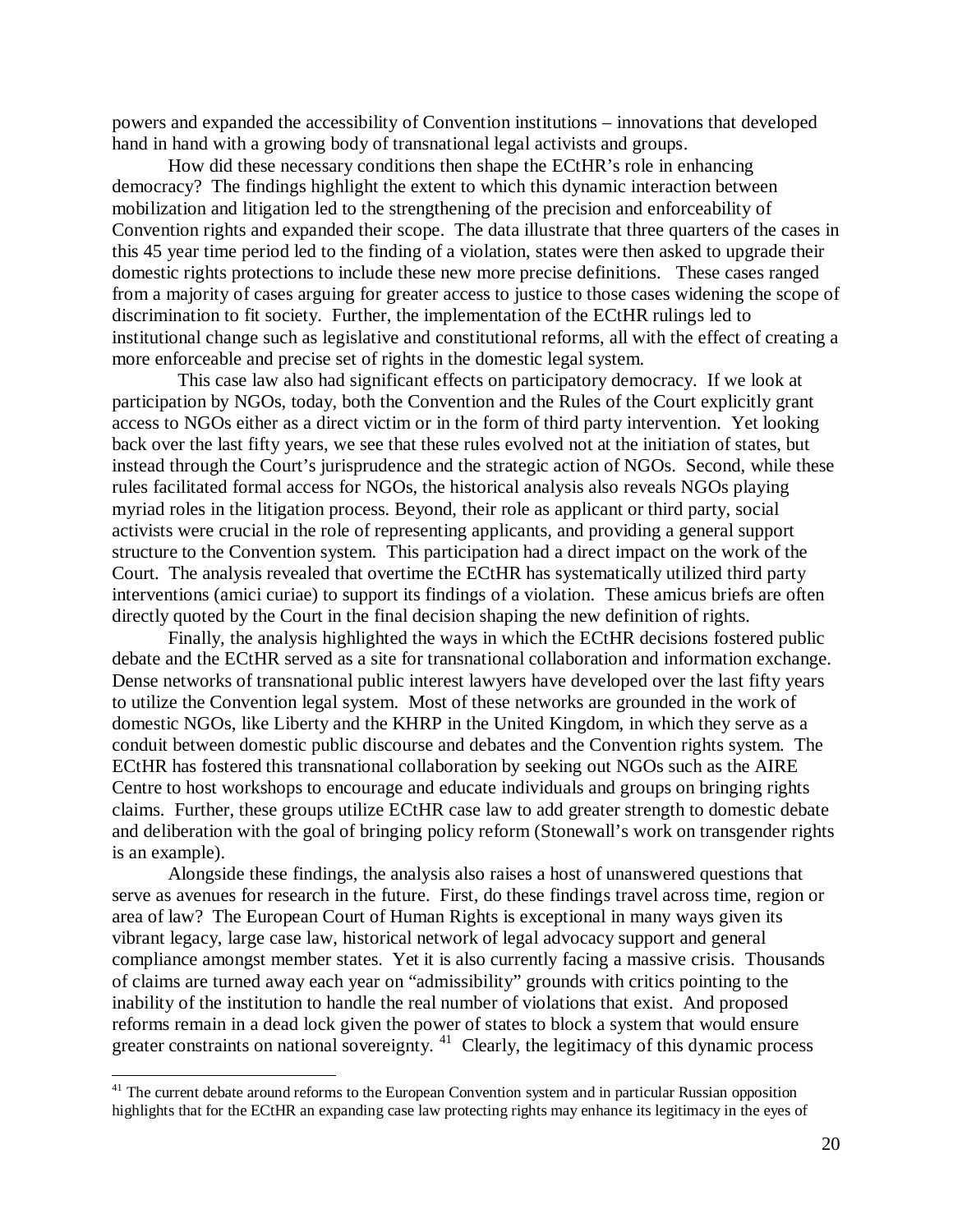powers and expanded the accessibility of Convention institutions – innovations that developed hand in hand with a growing body of transnational legal activists and groups.

How did these necessary conditions then shape the ECtHR's role in enhancing democracy? The findings highlight the extent to which this dynamic interaction between mobilization and litigation led to the strengthening of the precision and enforceability of Convention rights and expanded their scope. The data illustrate that three quarters of the cases in this 45 year time period led to the finding of a violation, states were then asked to upgrade their domestic rights protections to include these new more precise definitions. These cases ranged from a majority of cases arguing for greater access to justice to those cases widening the scope of discrimination to fit society. Further, the implementation of the ECtHR rulings led to institutional change such as legislative and constitutional reforms, all with the effect of creating a more enforceable and precise set of rights in the domestic legal system.

This case law also had significant effects on participatory democracy. If we look at participation by NGOs, today, both the Convention and the Rules of the Court explicitly grant access to NGOs either as a direct victim or in the form of third party intervention. Yet looking back over the last fifty years, we see that these rules evolved not at the initiation of states, but instead through the Court's jurisprudence and the strategic action of NGOs. Second, while these rules facilitated formal access for NGOs, the historical analysis also reveals NGOs playing myriad roles in the litigation process. Beyond, their role as applicant or third party, social activists were crucial in the role of representing applicants, and providing a general support structure to the Convention system. This participation had a direct impact on the work of the Court. The analysis revealed that overtime the ECtHR has systematically utilized third party interventions (amici curiae) to support its findings of a violation. These amicus briefs are often directly quoted by the Court in the final decision shaping the new definition of rights.

Finally, the analysis highlighted the ways in which the ECtHR decisions fostered public debate and the ECtHR served as a site for transnational collaboration and information exchange. Dense networks of transnational public interest lawyers have developed over the last fifty years to utilize the Convention legal system. Most of these networks are grounded in the work of domestic NGOs, like Liberty and the KHRP in the United Kingdom, in which they serve as a conduit between domestic public discourse and debates and the Convention rights system. The ECtHR has fostered this transnational collaboration by seeking out NGOs such as the AIRE Centre to host workshops to encourage and educate individuals and groups on bringing rights claims. Further, these groups utilize ECtHR case law to add greater strength to domestic debate and deliberation with the goal of bringing policy reform (Stonewall's work on transgender rights is an example).

Alongside these findings, the analysis also raises a host of unanswered questions that serve as avenues for research in the future. First, do these findings travel across time, region or area of law? The European Court of Human Rights is exceptional in many ways given its vibrant legacy, large case law, historical network of legal advocacy support and general compliance amongst member states. Yet it is also currently facing a massive crisis. Thousands of claims are turned away each year on "admissibility" grounds with critics pointing to the inability of the institution to handle the real number of violations that exist. And proposed reforms remain in a dead lock given the power of states to block a system that would ensure greater constraints on national sovereignty. [41] Clearly, the legitimacy of this dynamic process

[41] The current debate around reforms to the European Convention system and in particular Russian opposition highlights that for the ECtHR an expanding case law protecting rights may enhance its legitimacy in the eyes of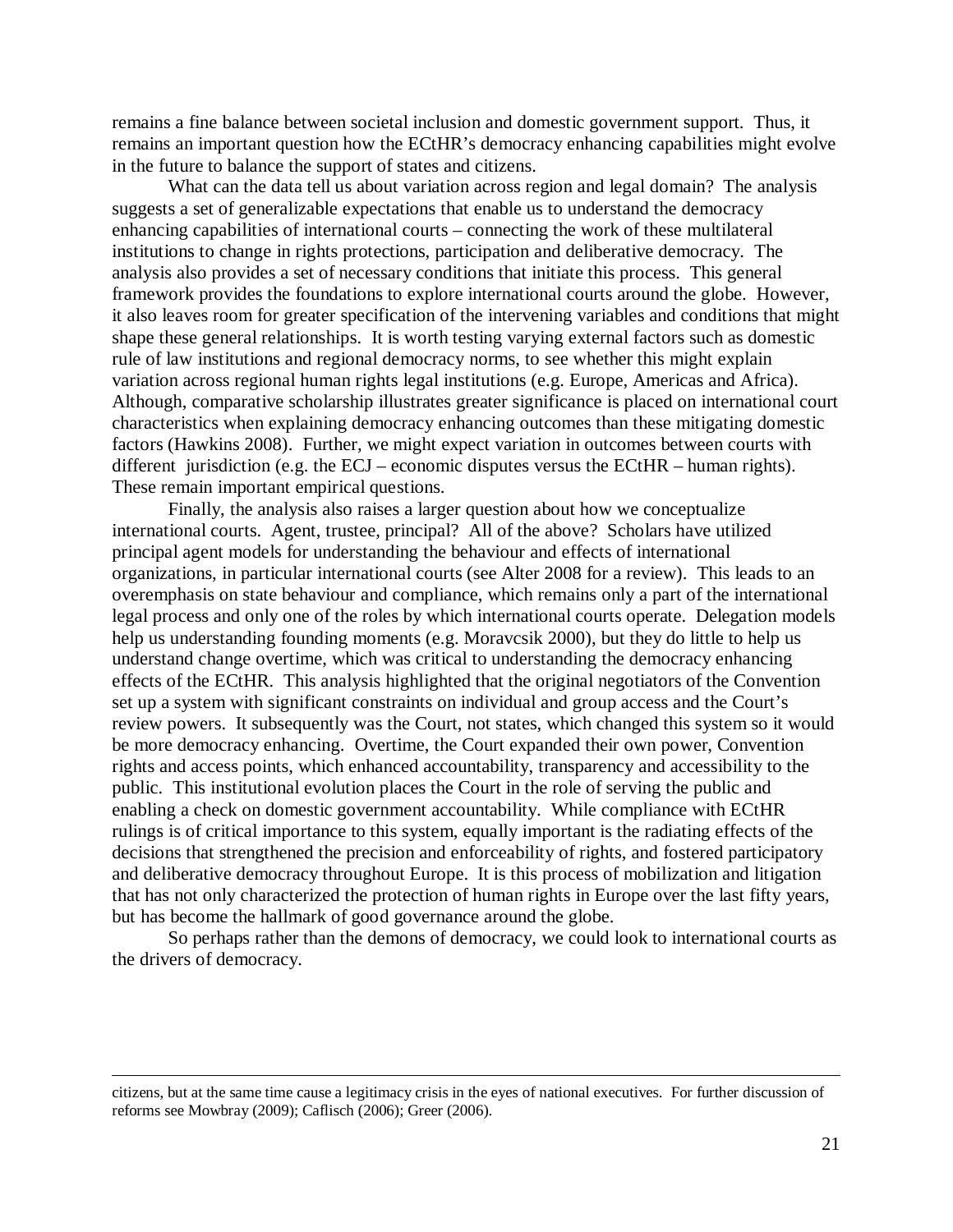remains a fine balance between societal inclusion and domestic government support. Thus, it remains an important question how the ECtHR's democracy enhancing capabilities might evolve in the future to balance the support of states and citizens.

What can the data tell us about variation across region and legal domain? The analysis suggests a set of generalizable expectations that enable us to understand the democracy enhancing capabilities of international courts – connecting the work of these multilateral institutions to change in rights protections, participation and deliberative democracy. The analysis also provides a set of necessary conditions that initiate this process. This general framework provides the foundations to explore international courts around the globe. However, it also leaves room for greater specification of the intervening variables and conditions that might shape these general relationships. It is worth testing varying external factors such as domestic rule of law institutions and regional democracy norms, to see whether this might explain variation across regional human rights legal institutions (e.g. Europe, Americas and Africa). Although, comparative scholarship illustrates greater significance is placed on international court characteristics when explaining democracy enhancing outcomes than these mitigating domestic factors (Hawkins 2008). Further, we might expect variation in outcomes between courts with different jurisdiction (e.g. the ECJ – economic disputes versus the ECtHR – human rights). These remain important empirical questions.

Finally, the analysis also raises a larger question about how we conceptualize international courts. Agent, trustee, principal? All of the above? Scholars have utilized principal agent models for understanding the behaviour and effects of international organizations, in particular international courts (see Alter 2008 for a review). This leads to an overemphasis on state behaviour and compliance, which remains only a part of the international legal process and only one of the roles by which international courts operate. Delegation models help us understanding founding moments (e.g. Moravcsik 2000), but they do little to help us understand change overtime, which was critical to understanding the democracy enhancing effects of the ECtHR. This analysis highlighted that the original negotiators of the Convention set up a system with significant constraints on individual and group access and the Court's review powers. It subsequently was the Court, not states, which changed this system so it would be more democracy enhancing. Overtime, the Court expanded their own power, Convention rights and access points, which enhanced accountability, transparency and accessibility to the public. This institutional evolution places the Court in the role of serving the public and enabling a check on domestic government accountability. While compliance with ECtHR rulings is of critical importance to this system, equally important is the radiating effects of the decisions that strengthened the precision and enforceability of rights, and fostered participatory and deliberative democracy throughout Europe. It is this process of mobilization and litigation that has not only characterized the protection of human rights in Europe over the last fifty years, but has become the hallmark of good governance around the globe.

So perhaps rather than the demons of democracy, we could look to international courts as the drivers of democracy.

---

citizens, but at the same time cause a legitimacy crisis in the eyes of national executives. For further discussion of reforms see Mowbray (2009); Caflisch (2006); Greer (2006).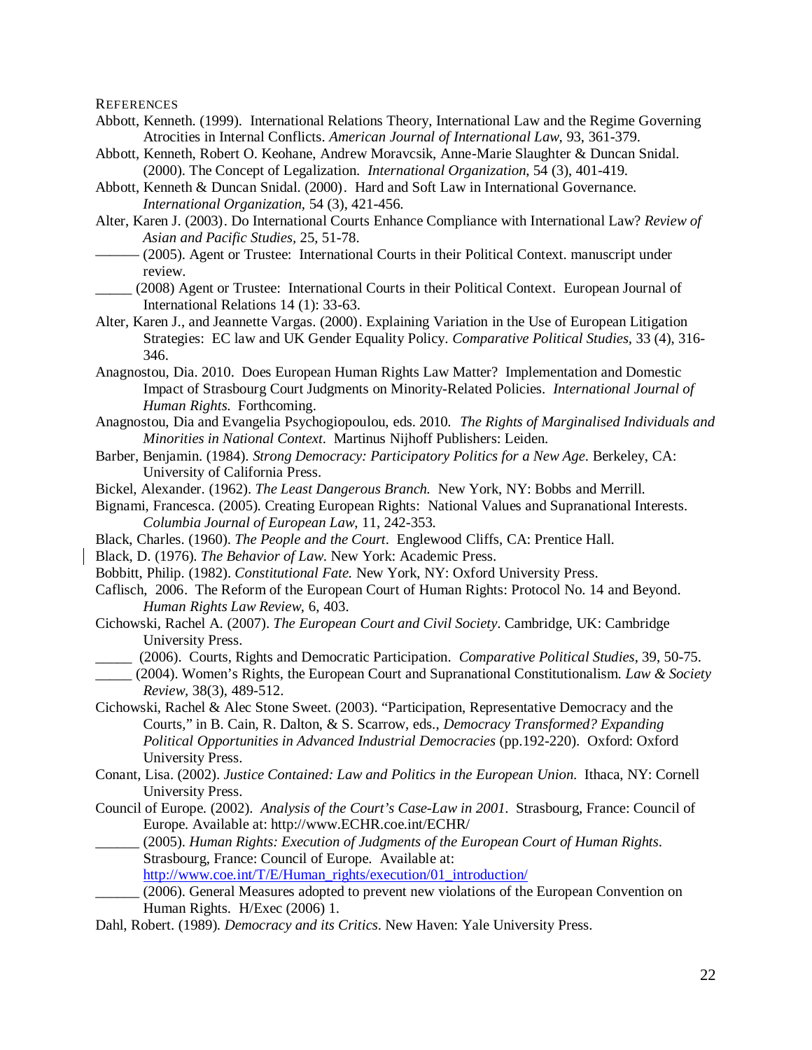REFERENCES

Abbott, Kenneth. (1999). International Relations Theory, International Law and the Regime Governing Atrocities in Internal Conflicts. *American Journal of International Law*, 93, 361-379.

Abbott, Kenneth, Robert O. Keohane, Andrew Moravcsik, Anne-Marie Slaughter & Duncan Snidal. (2000). The Concept of Legalization. *International Organization*, 54 (3), 401-419.

Abbott, Kenneth & Duncan Snidal. (2000). Hard and Soft Law in International Governance. *International Organization*, 54 (3), 421-456.

Alter, Karen J. (2003). Do International Courts Enhance Compliance with International Law? *Review of Asian and Pacific Studies*, 25, 51-78.

——— (2005). Agent or Trustee: International Courts in their Political Context. manuscript under review.

_____ (2008) Agent or Trustee: International Courts in their Political Context. European Journal of International Relations 14 (1): 33-63.

Alter, Karen J., and Jeannette Vargas. (2000). Explaining Variation in the Use of European Litigation Strategies: EC law and UK Gender Equality Policy. *Comparative Political Studies*, 33 (4), 316-346.

Anagnostou, Dia. 2010. Does European Human Rights Law Matter? Implementation and Domestic Impact of Strasbourg Court Judgments on Minority-Related Policies. *International Journal of Human Rights.* Forthcoming.

Anagnostou, Dia and Evangelia Psychogiopoulou, eds. 2010. *The Rights of Marginalised Individuals and Minorities in National Context*. Martinus Nijhoff Publishers: Leiden.

Barber, Benjamin. (1984). *Strong Democracy: Participatory Politics for a New Age*. Berkeley, CA: University of California Press.

Bickel, Alexander. (1962). *The Least Dangerous Branch.* New York, NY: Bobbs and Merrill.

Bignami, Francesca. (2005). Creating European Rights: National Values and Supranational Interests. *Columbia Journal of European Law*, 11, 242-353.

Black, Charles. (1960). *The People and the Court*. Englewood Cliffs, CA: Prentice Hall.

Black, D. (1976). *The Behavior of Law*. New York: Academic Press.

Bobbitt, Philip. (1982). *Constitutional Fate.* New York, NY: Oxford University Press.

Caflisch, 2006. The Reform of the European Court of Human Rights: Protocol No. 14 and Beyond. *Human Rights Law Review*, 6, 403.

Cichowski, Rachel A. (2007). *The European Court and Civil Society*. Cambridge, UK: Cambridge University Press.

_____ (2006). Courts, Rights and Democratic Participation. *Comparative Political Studies*, 39, 50-75.

_____ (2004). Women's Rights, the European Court and Supranational Constitutionalism. *Law & Society Review*, 38(3), 489-512.

Cichowski, Rachel & Alec Stone Sweet. (2003). "Participation, Representative Democracy and the Courts," in B. Cain, R. Dalton, & S. Scarrow, eds., *Democracy Transformed? Expanding Political Opportunities in Advanced Industrial Democracies* (pp.192-220). Oxford: Oxford University Press.

Conant, Lisa. (2002). *Justice Contained: Law and Politics in the European Union.* Ithaca, NY: Cornell University Press.

Council of Europe. (2002). *Analysis of the Court's Case-Law in 2001.* Strasbourg, France: Council of Europe. Available at: http://www.ECHR.coe.int/ECHR/

______ (2005). *Human Rights: Execution of Judgments of the European Court of Human Rights.* Strasbourg, France: Council of Europe. Available at: http://www.coe.int/T/E/Human_rights/execution/01_introduction/

______ (2006). General Measures adopted to prevent new violations of the European Convention on Human Rights. H/Exec (2006) 1.

Dahl, Robert. (1989). *Democracy and its Critics*. New Haven: Yale University Press.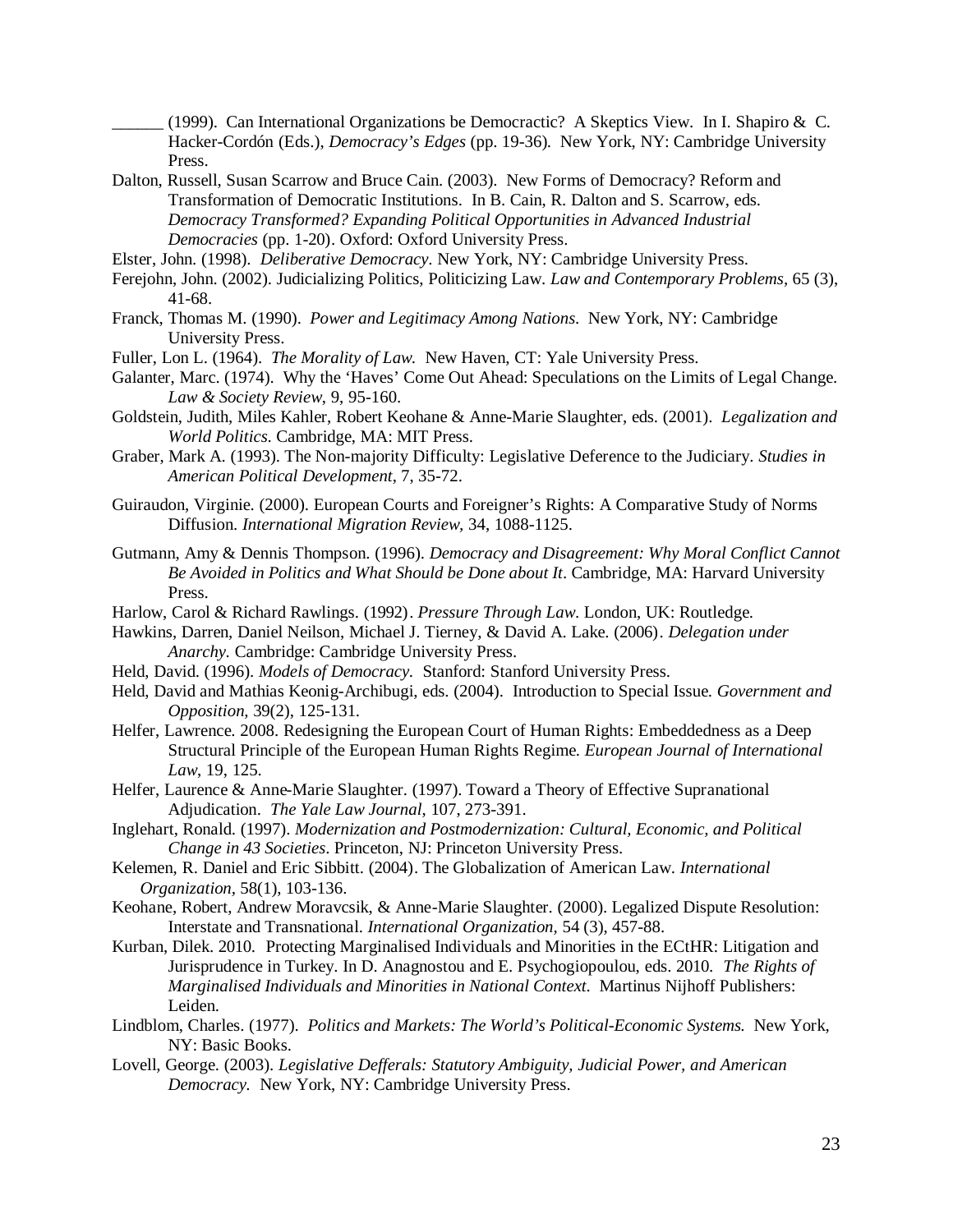______ (1999). Can International Organizations be Democractic? A Skeptics View. In I. Shapiro & C. Hacker-Cordón (Eds.), *Democracy's Edges* (pp. 19-36). New York, NY: Cambridge University Press.

Dalton, Russell, Susan Scarrow and Bruce Cain. (2003). New Forms of Democracy? Reform and Transformation of Democratic Institutions. In B. Cain, R. Dalton and S. Scarrow, eds. *Democracy Transformed? Expanding Political Opportunities in Advanced Industrial Democracies* (pp. 1-20). Oxford: Oxford University Press.

Elster, John. (1998). *Deliberative Democracy*. New York, NY: Cambridge University Press.

Ferejohn, John. (2002). Judicializing Politics, Politicizing Law. *Law and Contemporary Problems*, 65 (3), 41-68.

Franck, Thomas M. (1990). *Power and Legitimacy Among Nations*. New York, NY: Cambridge University Press.

Fuller, Lon L. (1964). *The Morality of Law*. New Haven, CT: Yale University Press.

Galanter, Marc. (1974). Why the 'Haves' Come Out Ahead: Speculations on the Limits of Legal Change. *Law & Society Review*, 9, 95-160.

Goldstein, Judith, Miles Kahler, Robert Keohane & Anne-Marie Slaughter, eds. (2001). *Legalization and World Politics*. Cambridge, MA: MIT Press.

Graber, Mark A. (1993). The Non-majority Difficulty: Legislative Deference to the Judiciary. *Studies in American Political Development*, 7, 35-72.

Guiraudon, Virginie. (2000). European Courts and Foreigner's Rights: A Comparative Study of Norms Diffusion. *International Migration Review*, 34, 1088-1125.

Gutmann, Amy & Dennis Thompson. (1996). *Democracy and Disagreement: Why Moral Conflict Cannot Be Avoided in Politics and What Should be Done about It*. Cambridge, MA: Harvard University Press.

Harlow, Carol & Richard Rawlings. (1992). *Pressure Through Law*. London, UK: Routledge.

Hawkins, Darren, Daniel Neilson, Michael J. Tierney, & David A. Lake. (2006). *Delegation under Anarchy*. Cambridge: Cambridge University Press.

Held, David. (1996). *Models of Democracy*. Stanford: Stanford University Press.

Held, David and Mathias Keonig-Archibugi, eds. (2004). Introduction to Special Issue. *Government and Opposition*, 39(2), 125-131.

Helfer, Lawrence. 2008. Redesigning the European Court of Human Rights: Embeddedness as a Deep Structural Principle of the European Human Rights Regime. *European Journal of International Law*, 19, 125.

Helfer, Laurence & Anne-Marie Slaughter. (1997). Toward a Theory of Effective Supranational Adjudication. *The Yale Law Journal*, 107, 273-391.

Inglehart, Ronald. (1997). *Modernization and Postmodernization: Cultural, Economic, and Political Change in 43 Societies*. Princeton, NJ: Princeton University Press.

Kelemen, R. Daniel and Eric Sibbitt. (2004). The Globalization of American Law. *International Organization*, 58(1), 103-136.

Keohane, Robert, Andrew Moravcsik, & Anne-Marie Slaughter. (2000). Legalized Dispute Resolution: Interstate and Transnational. *International Organization*, 54 (3), 457-88.

Kurban, Dilek. 2010. Protecting Marginalised Individuals and Minorities in the ECtHR: Litigation and Jurisprudence in Turkey. In D. Anagnostou and E. Psychogiopoulou, eds. 2010. *The Rights of Marginalised Individuals and Minorities in National Context*. Martinus Nijhoff Publishers: Leiden.

Lindblom, Charles. (1977). *Politics and Markets: The World's Political-Economic Systems*. New York, NY: Basic Books.

Lovell, George. (2003). *Legislative Defferals: Statutory Ambiguity, Judicial Power, and American Democracy*. New York, NY: Cambridge University Press.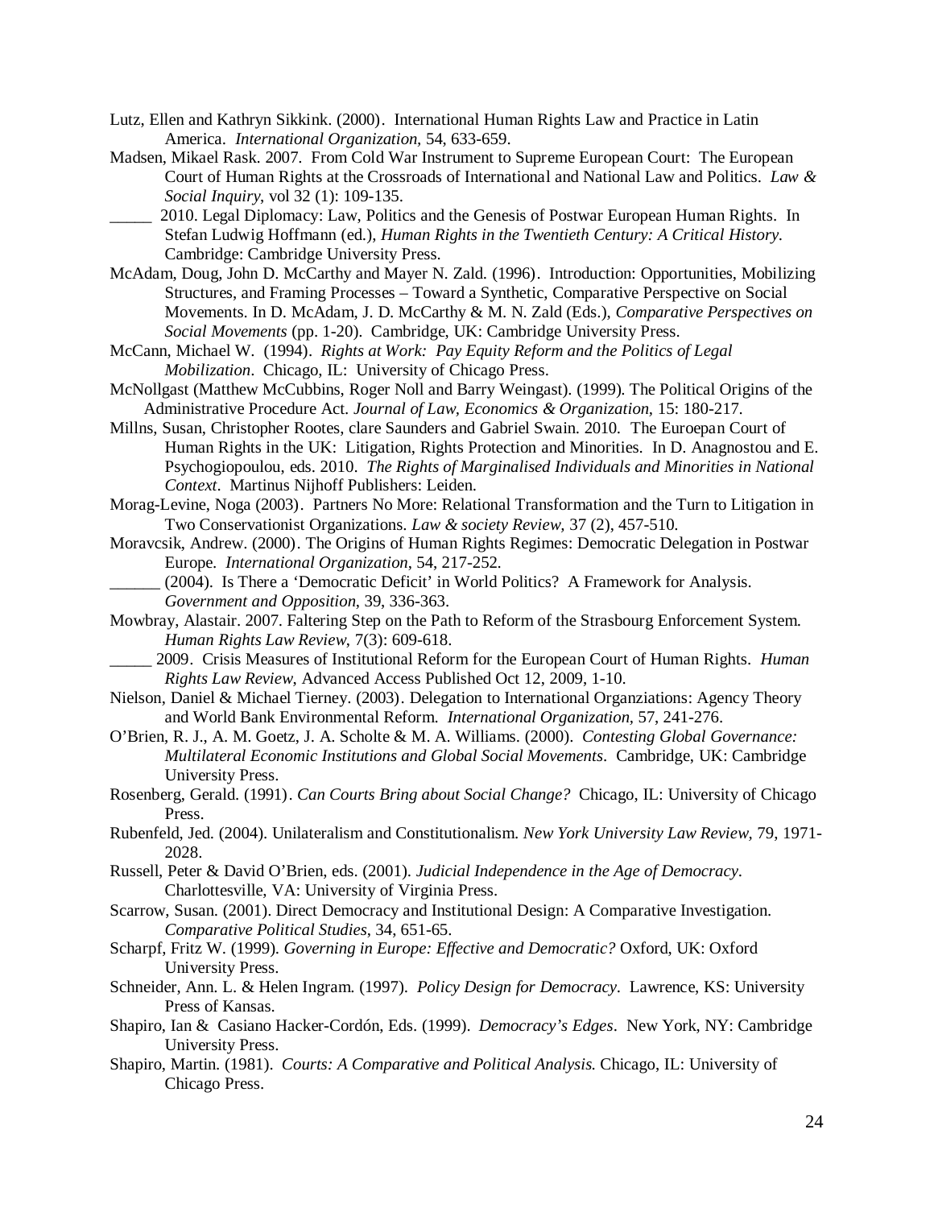Lutz, Ellen and Kathryn Sikkink. (2000). International Human Rights Law and Practice in Latin America. *International Organization*, 54, 633-659.

Madsen, Mikael Rask. 2007. From Cold War Instrument to Supreme European Court: The European Court of Human Rights at the Crossroads of International and National Law and Politics. *Law & Social Inquiry*, vol 32 (1): 109-135.

_____ 2010. Legal Diplomacy: Law, Politics and the Genesis of Postwar European Human Rights. In Stefan Ludwig Hoffmann (ed.), *Human Rights in the Twentieth Century: A Critical History*. Cambridge: Cambridge University Press.

McAdam, Doug, John D. McCarthy and Mayer N. Zald. (1996). Introduction: Opportunities, Mobilizing Structures, and Framing Processes – Toward a Synthetic, Comparative Perspective on Social Movements. In D. McAdam, J. D. McCarthy & M. N. Zald (Eds.), *Comparative Perspectives on Social Movements* (pp. 1-20). Cambridge, UK: Cambridge University Press.

McCann, Michael W. (1994). *Rights at Work: Pay Equity Reform and the Politics of Legal Mobilization*. Chicago, IL: University of Chicago Press.

McNollgast (Matthew McCubbins, Roger Noll and Barry Weingast). (1999). The Political Origins of the Administrative Procedure Act. *Journal of Law, Economics & Organization*, 15: 180-217.

Millns, Susan, Christopher Rootes, clare Saunders and Gabriel Swain. 2010. The Euroepan Court of Human Rights in the UK: Litigation, Rights Protection and Minorities. In D. Anagnostou and E. Psychogiopoulou, eds. 2010. *The Rights of Marginalised Individuals and Minorities in National Context*. Martinus Nijhoff Publishers: Leiden.

Morag-Levine, Noga (2003). Partners No More: Relational Transformation and the Turn to Litigation in Two Conservationist Organizations. *Law & society Review*, 37 (2), 457-510.

Moravcsik, Andrew. (2000). The Origins of Human Rights Regimes: Democratic Delegation in Postwar Europe. *International Organization*, 54, 217-252.

______ (2004). Is There a 'Democratic Deficit' in World Politics? A Framework for Analysis. *Government and Opposition*, 39, 336-363.

Mowbray, Alastair. 2007. Faltering Step on the Path to Reform of the Strasbourg Enforcement System. *Human Rights Law Review*, 7(3): 609-618.

_____ 2009. Crisis Measures of Institutional Reform for the European Court of Human Rights. *Human Rights Law Review*, Advanced Access Published Oct 12, 2009, 1-10.

Nielson, Daniel & Michael Tierney. (2003). Delegation to International Organziations: Agency Theory and World Bank Environmental Reform. *International Organization*, 57, 241-276.

O'Brien, R. J., A. M. Goetz, J. A. Scholte & M. A. Williams. (2000). *Contesting Global Governance: Multilateral Economic Institutions and Global Social Movements*. Cambridge, UK: Cambridge University Press.

Rosenberg, Gerald. (1991). *Can Courts Bring about Social Change?* Chicago, IL: University of Chicago Press.

Rubenfeld, Jed. (2004). Unilateralism and Constitutionalism. *New York University Law Review*, 79, 1971-2028.

Russell, Peter & David O'Brien, eds. (2001). *Judicial Independence in the Age of Democracy*. Charlottesville, VA: University of Virginia Press.

Scarrow, Susan. (2001). Direct Democracy and Institutional Design: A Comparative Investigation. *Comparative Political Studies*, 34, 651-65.

Scharpf, Fritz W. (1999). *Governing in Europe: Effective and Democratic?* Oxford, UK: Oxford University Press.

Schneider, Ann. L. & Helen Ingram. (1997). *Policy Design for Democracy*. Lawrence, KS: University Press of Kansas.

Shapiro, Ian & Casiano Hacker-Cordón, Eds. (1999). *Democracy's Edges*. New York, NY: Cambridge University Press.

Shapiro, Martin. (1981). *Courts: A Comparative and Political Analysis*. Chicago, IL: University of Chicago Press.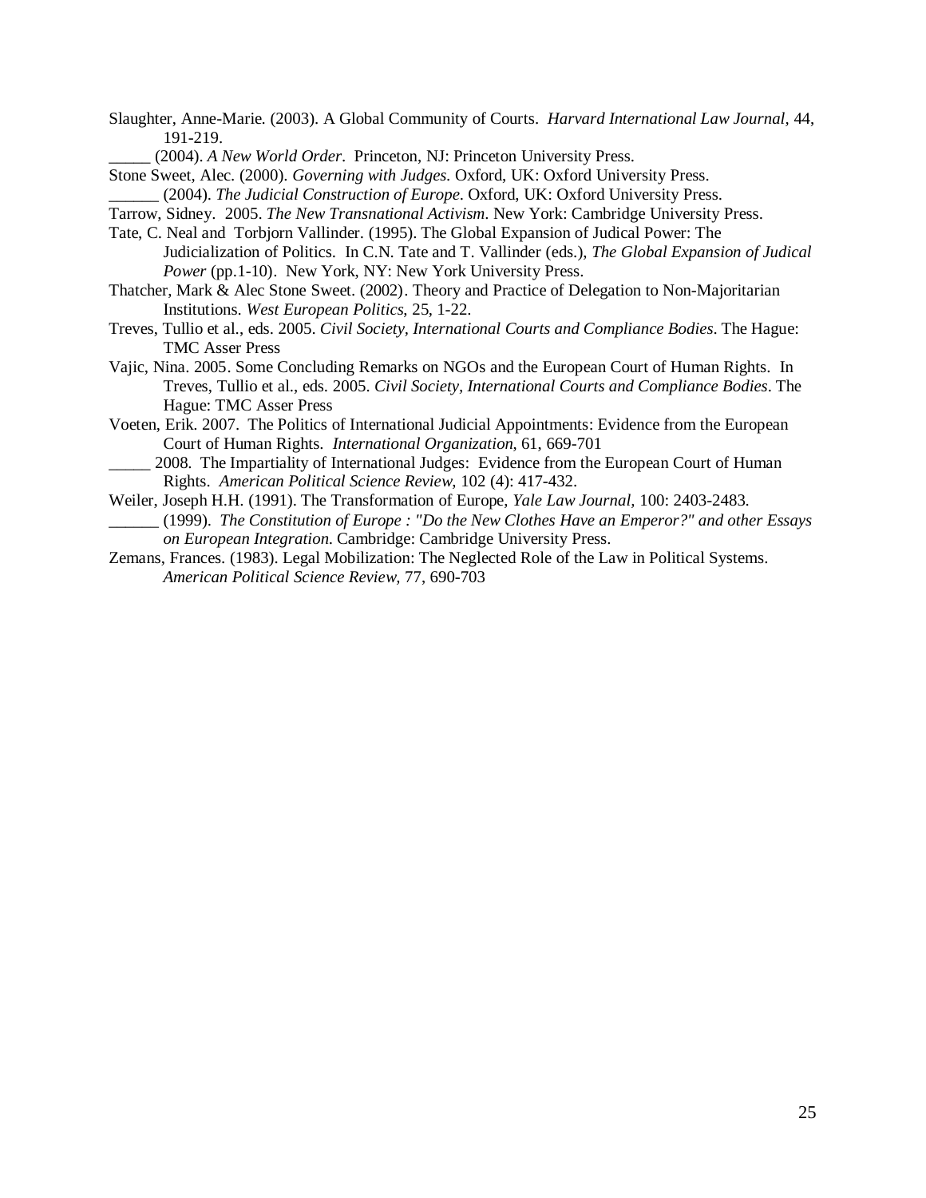Slaughter, Anne-Marie. (2003). A Global Community of Courts. *Harvard International Law Journal,* 44, 191-219.

_____ (2004). *A New World Order*. Princeton, NJ: Princeton University Press.

Stone Sweet, Alec. (2000). *Governing with Judges.* Oxford, UK: Oxford University Press.

______ (2004). *The Judicial Construction of Europe.* Oxford, UK: Oxford University Press.

Tarrow, Sidney. 2005. *The New Transnational Activism*. New York: Cambridge University Press.

Tate, C. Neal and Torbjorn Vallinder. (1995). The Global Expansion of Judical Power: The Judicialization of Politics. In C.N. Tate and T. Vallinder (eds.), *The Global Expansion of Judical Power* (pp.1-10). New York, NY: New York University Press.

Thatcher, Mark & Alec Stone Sweet. (2002). Theory and Practice of Delegation to Non-Majoritarian Institutions. *West European Politics*, 25, 1-22.

Treves, Tullio et al., eds. 2005. *Civil Society, International Courts and Compliance Bodies*. The Hague: TMC Asser Press

Vajic, Nina. 2005. Some Concluding Remarks on NGOs and the European Court of Human Rights. In Treves, Tullio et al., eds. 2005. *Civil Society, International Courts and Compliance Bodies*. The Hague: TMC Asser Press

Voeten, Erik. 2007. The Politics of International Judicial Appointments: Evidence from the European Court of Human Rights. *International Organization*, 61, 669-701

_____ 2008. The Impartiality of International Judges: Evidence from the European Court of Human Rights. *American Political Science Review*, 102 (4): 417-432.

Weiler, Joseph H.H. (1991). The Transformation of Europe, *Yale Law Journal,* 100: 2403-2483.

______ (1999). *The Constitution of Europe : "Do the New Clothes Have an Emperor?" and other Essays on European Integration.* Cambridge: Cambridge University Press.

Zemans, Frances. (1983). Legal Mobilization: The Neglected Role of the Law in Political Systems. *American Political Science Review,* 77, 690-703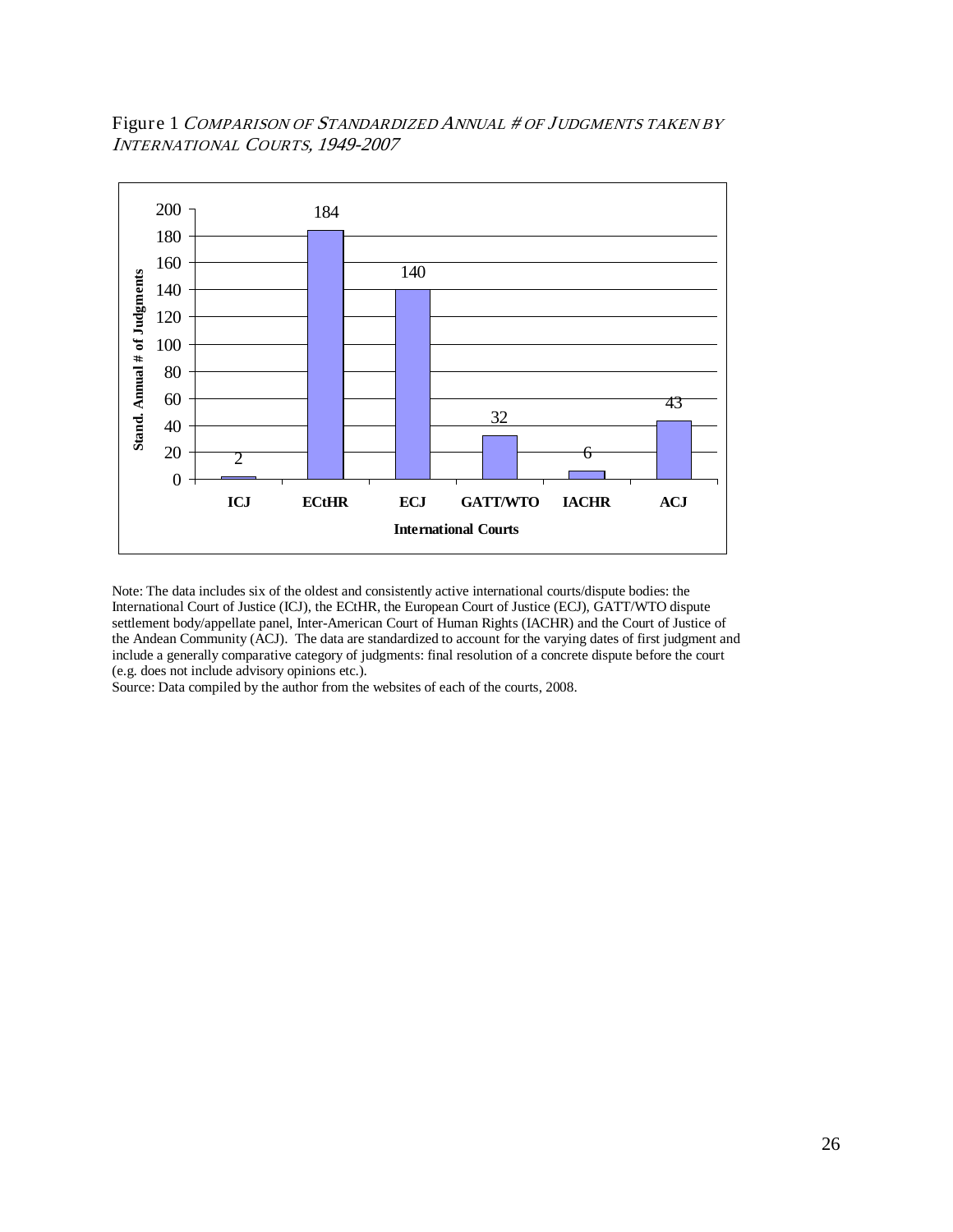Figure 1 *COMPARISON OF STANDARDIZED ANNUAL # OF JUDGMENTS TAKEN BY INTERNATIONAL COURTS, 1949-2007*

| International Courts | Stand. Annual # of Judgments |
|---|---|
| ICJ | 2 |
| ECtHR | 184 |
| ECJ | 140 |
| GATT/WTO | 32 |
| IACHR | 6 |
| ACJ | 43 |

Note: The data includes six of the oldest and consistently active international courts/dispute bodies: the International Court of Justice (ICJ), the ECtHR, the European Court of Justice (ECJ), GATT/WTO dispute settlement body/appellate panel, Inter-American Court of Human Rights (IACHR) and the Court of Justice of the Andean Community (ACJ). The data are standardized to account for the varying dates of first judgment and include a generally comparative category of judgments: final resolution of a concrete dispute before the court (e.g. does not include advisory opinions etc.).

Source: Data compiled by the author from the websites of each of the courts, 2008.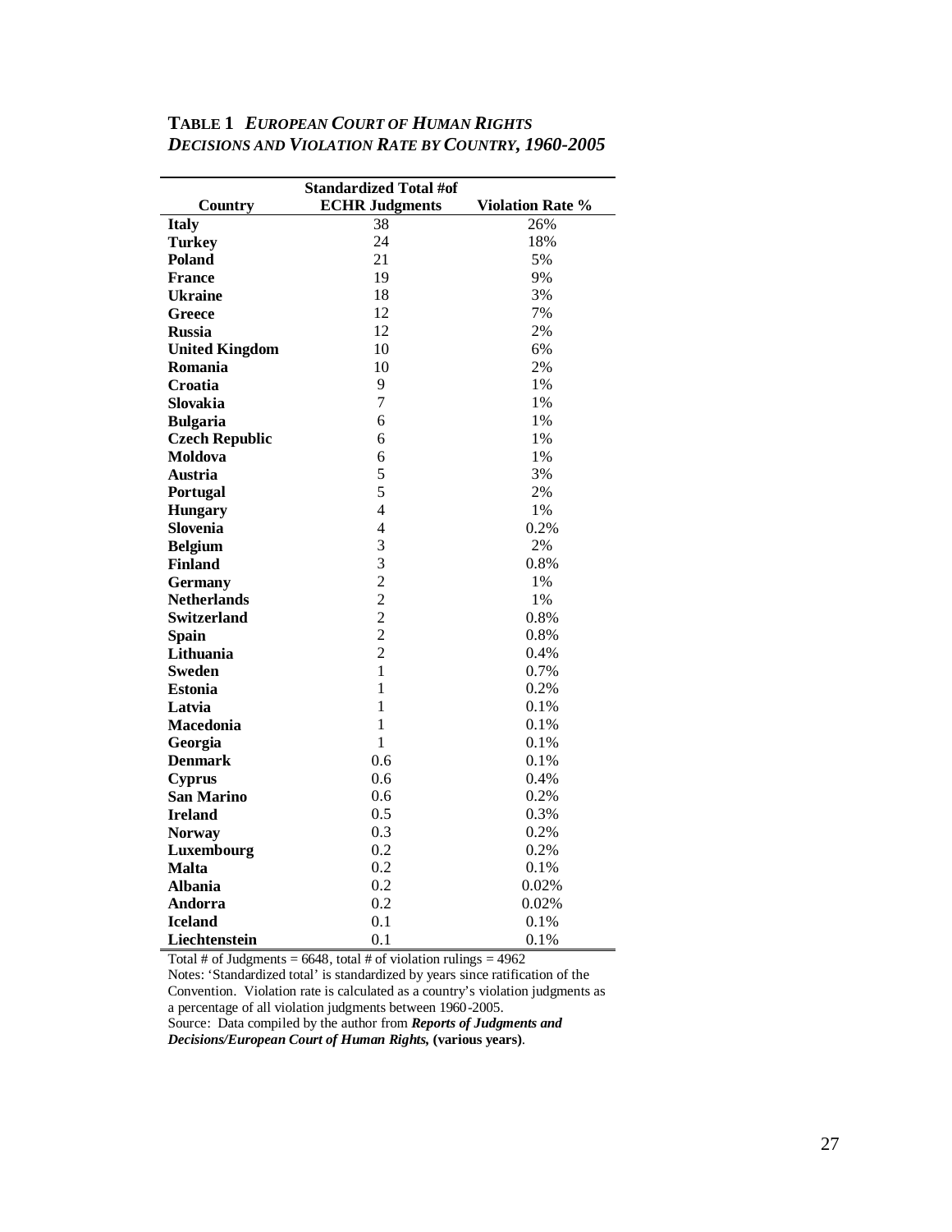**TABLE 1** ***EUROPEAN COURT OF HUMAN RIGHTS DECISIONS AND VIOLATION RATE BY COUNTRY, 1960-2005***

| Country | Standardized Total #of ECHR Judgments | Violation Rate % |
|---|---|---|
| **Italy** | 38 | 26% |
| **Turkey** | 24 | 18% |
| **Poland** | 21 | 5% |
| **France** | 19 | 9% |
| **Ukraine** | 18 | 3% |
| **Greece** | 12 | 7% |
| **Russia** | 12 | 2% |
| **United Kingdom** | 10 | 6% |
| **Romania** | 10 | 2% |
| **Croatia** | 9 | 1% |
| **Slovakia** | 7 | 1% |
| **Bulgaria** | 6 | 1% |
| **Czech Republic** | 6 | 1% |
| **Moldova** | 6 | 1% |
| **Austria** | 5 | 3% |
| **Portugal** | 5 | 2% |
| **Hungary** | 4 | 1% |
| **Slovenia** | 4 | 0.2% |
| **Belgium** | 3 | 2% |
| **Finland** | 3 | 0.8% |
| **Germany** | 2 | 1% |
| **Netherlands** | 2 | 1% |
| **Switzerland** | 2 | 0.8% |
| **Spain** | 2 | 0.8% |
| **Lithuania** | 2 | 0.4% |
| **Sweden** | 1 | 0.7% |
| **Estonia** | 1 | 0.2% |
| **Latvia** | 1 | 0.1% |
| **Macedonia** | 1 | 0.1% |
| **Georgia** | 1 | 0.1% |
| **Denmark** | 0.6 | 0.1% |
| **Cyprus** | 0.6 | 0.4% |
| **San Marino** | 0.6 | 0.2% |
| **Ireland** | 0.5 | 0.3% |
| **Norway** | 0.3 | 0.2% |
| **Luxembourg** | 0.2 | 0.2% |
| **Malta** | 0.2 | 0.1% |
| **Albania** | 0.2 | 0.02% |
| **Andorra** | 0.2 | 0.02% |
| **Iceland** | 0.1 | 0.1% |
| **Liechtenstein** | 0.1 | 0.1% |

Total # of Judgments = 6648, total # of violation rulings = 4962

Notes: 'Standardized total' is standardized by years since ratification of the Convention. Violation rate is calculated as a country's violation judgments as a percentage of all violation judgments between 1960-2005.

Source: Data compiled by the author from ***Reports of Judgments and Decisions/European Court of Human Rights,*** **(various years)**.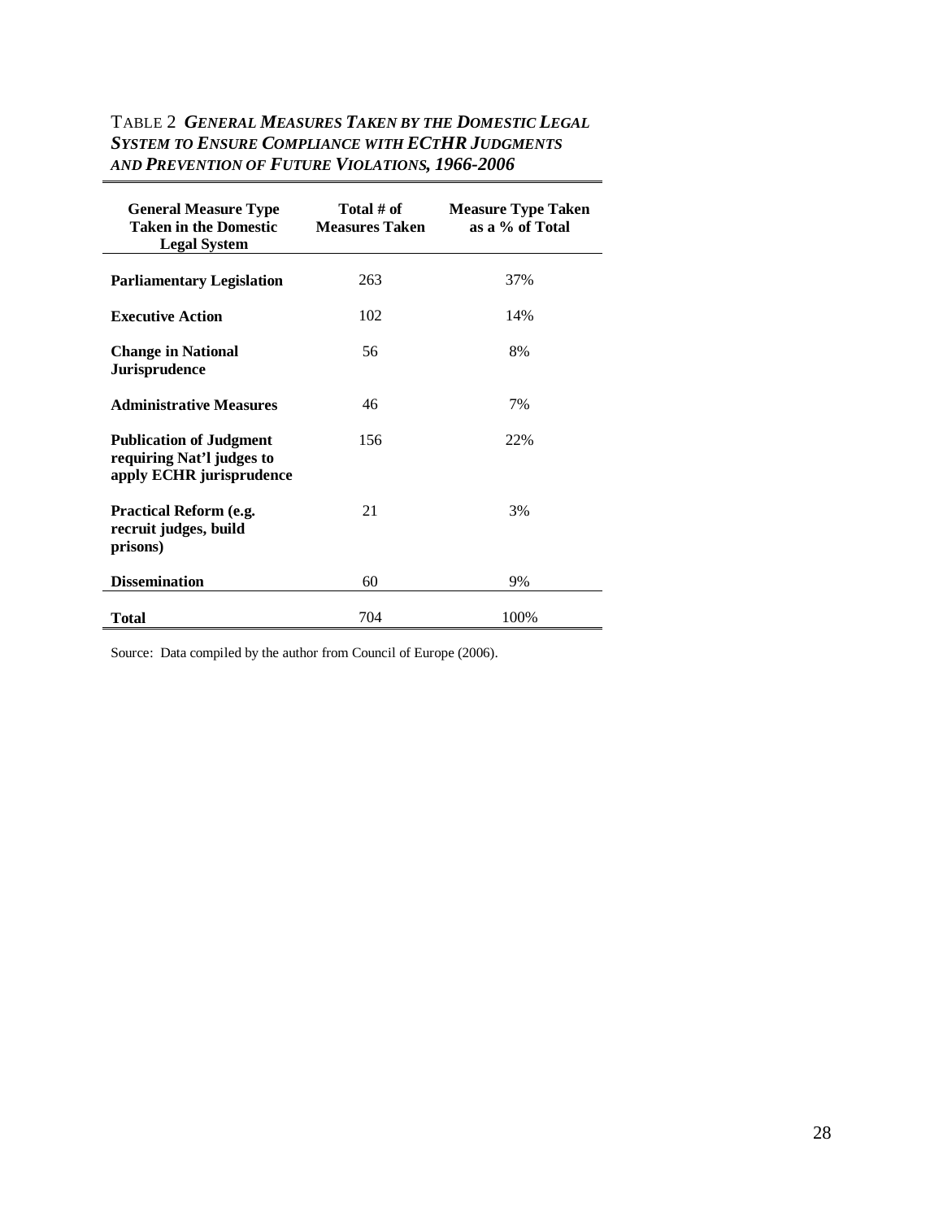TABLE 2 ***GENERAL MEASURES TAKEN BY THE DOMESTIC LEGAL SYSTEM TO ENSURE COMPLIANCE WITH ECTHR JUDGMENTS AND PREVENTION OF FUTURE VIOLATIONS, 1966-2006***

| General Measure Type Taken in the Domestic Legal System | Total # of Measures Taken | Measure Type Taken as a % of Total |
|---|---|---|
| **Parliamentary Legislation** | 263 | 37% |
| **Executive Action** | 102 | 14% |
| **Change in National Jurisprudence** | 56 | 8% |
| **Administrative Measures** | 46 | 7% |
| **Publication of Judgment requiring Nat'l judges to apply ECHR jurisprudence** | 156 | 22% |
| **Practical Reform (e.g. recruit judges, build prisons)** | 21 | 3% |
| **Dissemination** | 60 | 9% |
| **Total** | 704 | 100% |

Source: Data compiled by the author from Council of Europe (2006).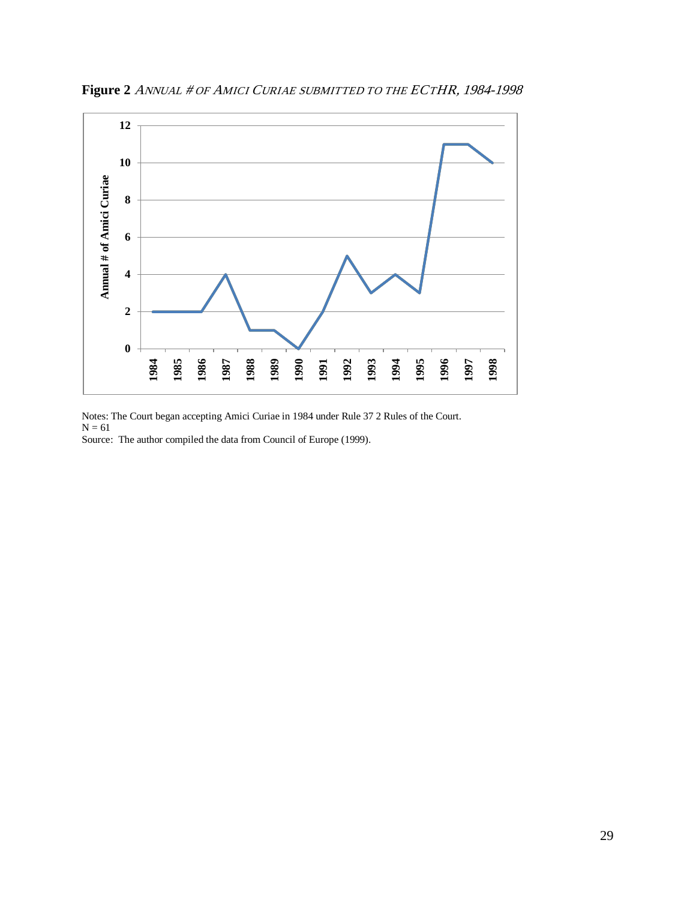**Figure 2** *ANNUAL # OF AMICI CURIAE SUBMITTED TO THE ECTHR, 1984-1998*

Annual # of Amici Curiae

12
10
8
6
4
2
0

1984 1985 1986 1987 1988 1989 1990 1991 1992 1993 1994 1995 1996 1997 1998

Notes: The Court began accepting Amici Curiae in 1984 under Rule 37 2 Rules of the Court.
N = 61
Source: The author compiled the data from Council of Europe (1999).